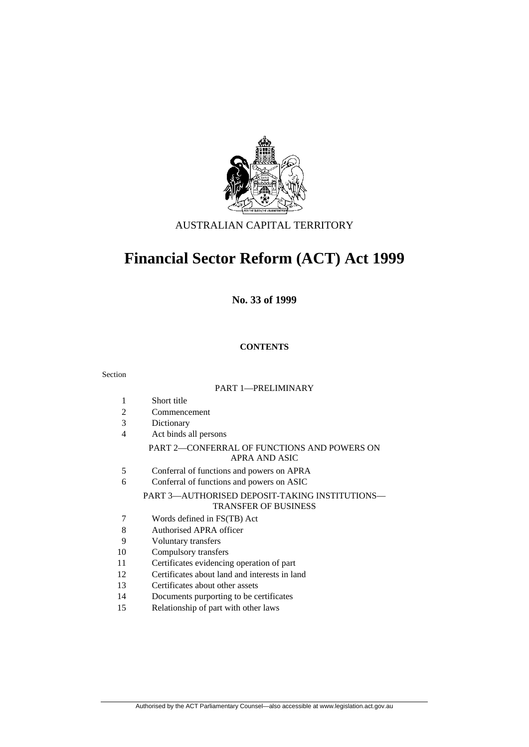AUSTRALIAN CAPITAL TERRITORY

# Financial Sector Reform (ACT) Act 1999

**No. 33 of 1999**

**CONTENTS**

Section

PART 1—PRELIMINARY

1 Short title
2 Commencement
3 Dictionary
4 Act binds all persons

PART 2—CONFERRAL OF FUNCTIONS AND POWERS ON APRA AND ASIC

5 Conferral of functions and powers on APRA
6 Conferral of functions and powers on ASIC

PART 3—AUTHORISED DEPOSIT-TAKING INSTITUTIONS—TRANSFER OF BUSINESS

7 Words defined in FS(TB) Act
8 Authorised APRA officer
9 Voluntary transfers
10 Compulsory transfers
11 Certificates evidencing operation of part
12 Certificates about land and interests in land
13 Certificates about other assets
14 Documents purporting to be certificates
15 Relationship of part with other laws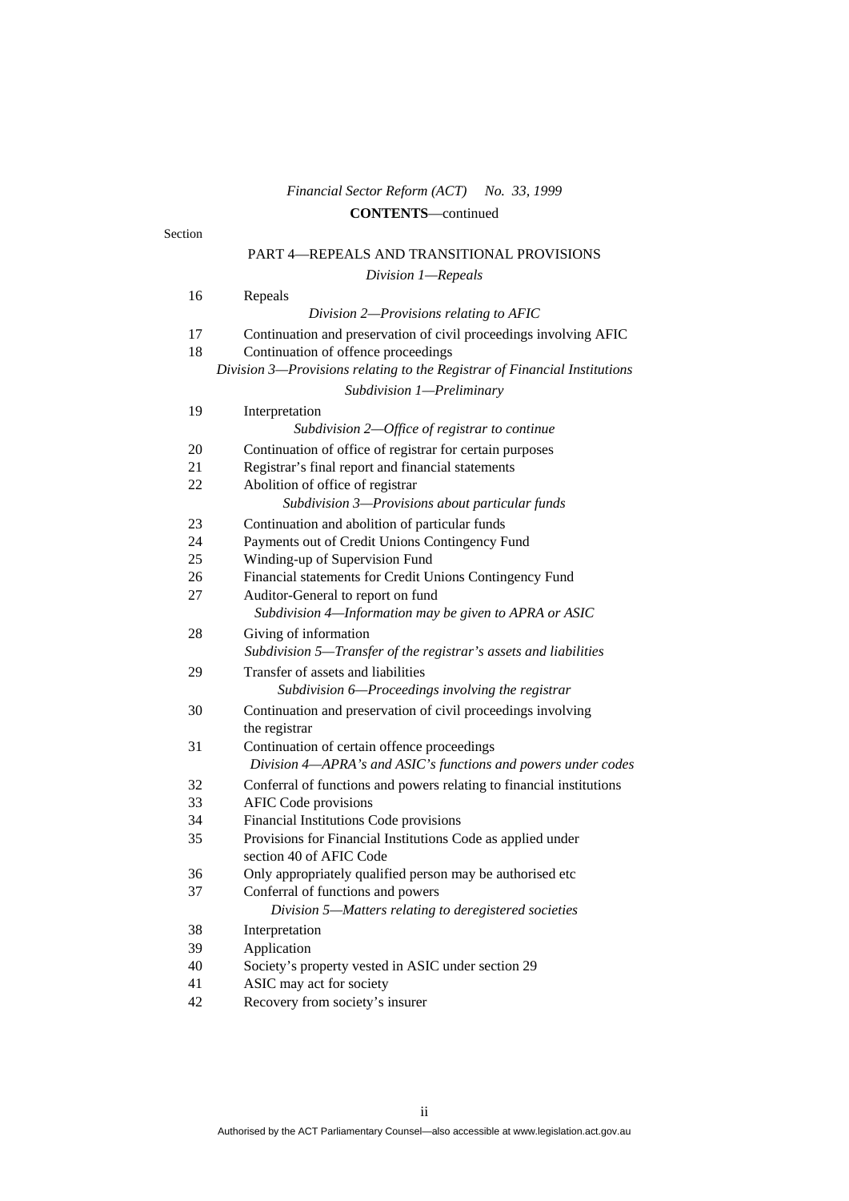*Financial Sector Reform (ACT) No. 33, 1999*

**CONTENTS**—continued

Section

PART 4—REPEALS AND TRANSITIONAL PROVISIONS

*Division 1—Repeals*

16 Repeals

*Division 2—Provisions relating to AFIC*

17 Continuation and preservation of civil proceedings involving AFIC
18 Continuation of offence proceedings

*Division 3—Provisions relating to the Registrar of Financial Institutions*

*Subdivision 1—Preliminary*

19 Interpretation

*Subdivision 2—Office of registrar to continue*

20 Continuation of office of registrar for certain purposes
21 Registrar's final report and financial statements
22 Abolition of office of registrar

*Subdivision 3—Provisions about particular funds*

23 Continuation and abolition of particular funds
24 Payments out of Credit Unions Contingency Fund
25 Winding-up of Supervision Fund
26 Financial statements for Credit Unions Contingency Fund
27 Auditor-General to report on fund

*Subdivision 4—Information may be given to APRA or ASIC*

28 Giving of information

*Subdivision 5—Transfer of the registrar's assets and liabilities*

29 Transfer of assets and liabilities

*Subdivision 6—Proceedings involving the registrar*

30 Continuation and preservation of civil proceedings involving the registrar
31 Continuation of certain offence proceedings

*Division 4—APRA's and ASIC's functions and powers under codes*

32 Conferral of functions and powers relating to financial institutions
33 AFIC Code provisions
34 Financial Institutions Code provisions
35 Provisions for Financial Institutions Code as applied under section 40 of AFIC Code
36 Only appropriately qualified person may be authorised etc
37 Conferral of functions and powers

*Division 5—Matters relating to deregistered societies*

38 Interpretation
39 Application
40 Society's property vested in ASIC under section 29
41 ASIC may act for society
42 Recovery from society's insurer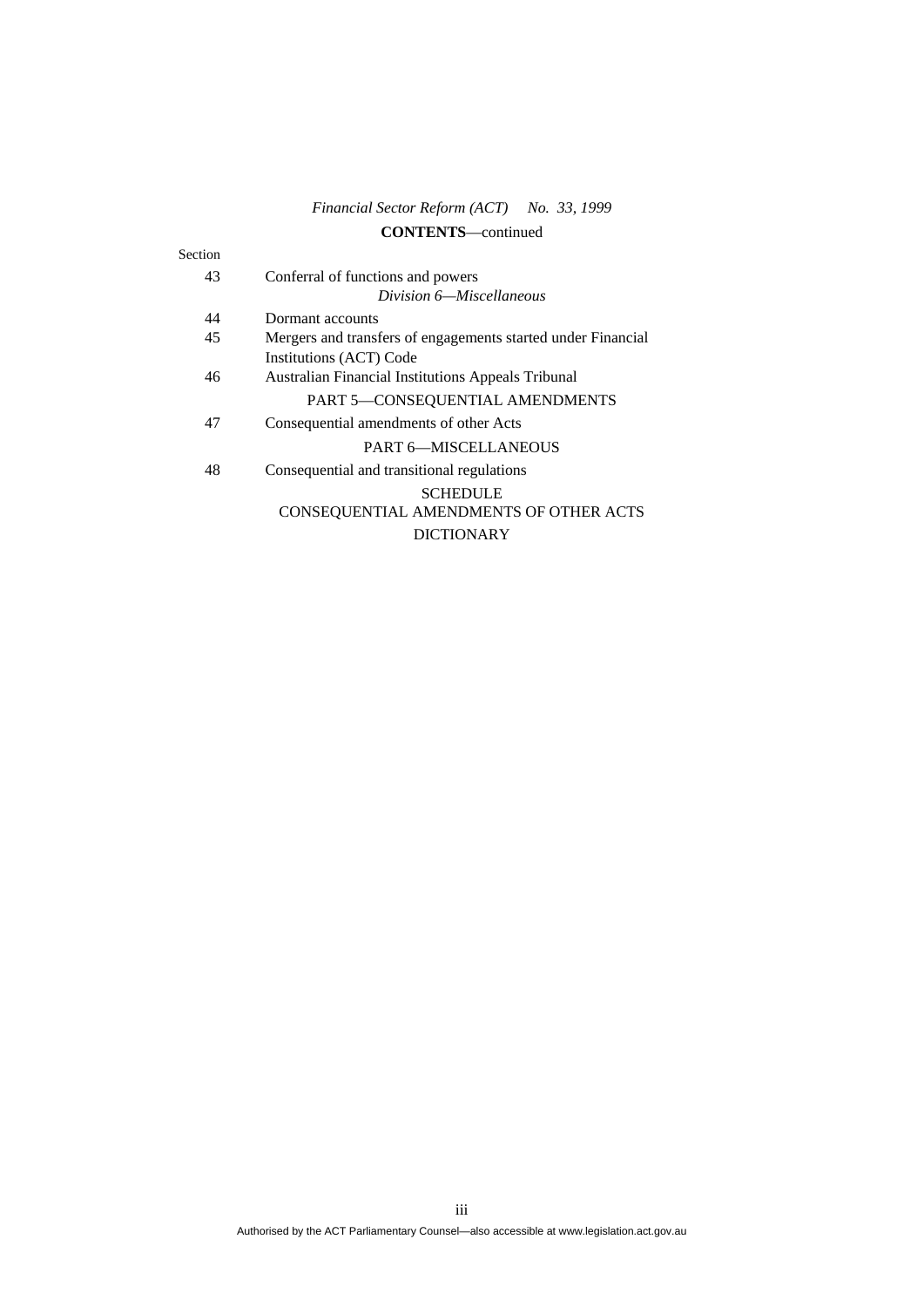**CONTENTS**—continued

Section

43 Conferral of functions and powers

*Division 6—Miscellaneous*

44 Dormant accounts

45 Mergers and transfers of engagements started under Financial Institutions (ACT) Code

46 Australian Financial Institutions Appeals Tribunal

PART 5—CONSEQUENTIAL AMENDMENTS

47 Consequential amendments of other Acts

PART 6—MISCELLANEOUS

48 Consequential and transitional regulations

SCHEDULE

CONSEQUENTIAL AMENDMENTS OF OTHER ACTS

DICTIONARY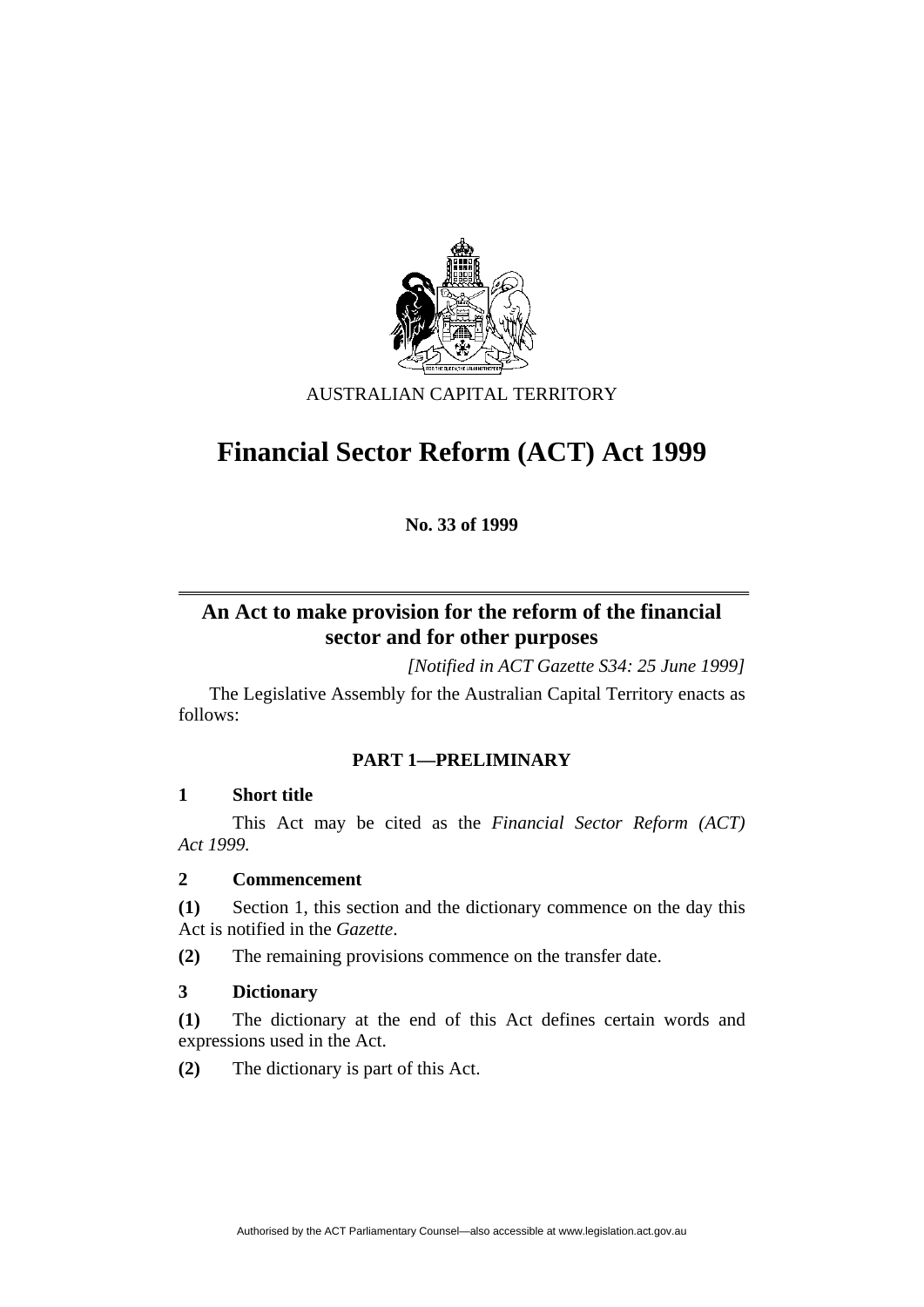AUSTRALIAN CAPITAL TERRITORY

# Financial Sector Reform (ACT) Act 1999

**No. 33 of 1999**

## An Act to make provision for the reform of the financial sector and for other purposes

*[Notified in ACT Gazette S34: 25 June 1999]*

The Legislative Assembly for the Australian Capital Territory enacts as follows:

### PART 1—PRELIMINARY

**1 Short title**

This Act may be cited as the *Financial Sector Reform (ACT) Act 1999*.

**2 Commencement**

**(1)** Section 1, this section and the dictionary commence on the day this Act is notified in the *Gazette*.

**(2)** The remaining provisions commence on the transfer date.

**3 Dictionary**

**(1)** The dictionary at the end of this Act defines certain words and expressions used in the Act.

**(2)** The dictionary is part of this Act.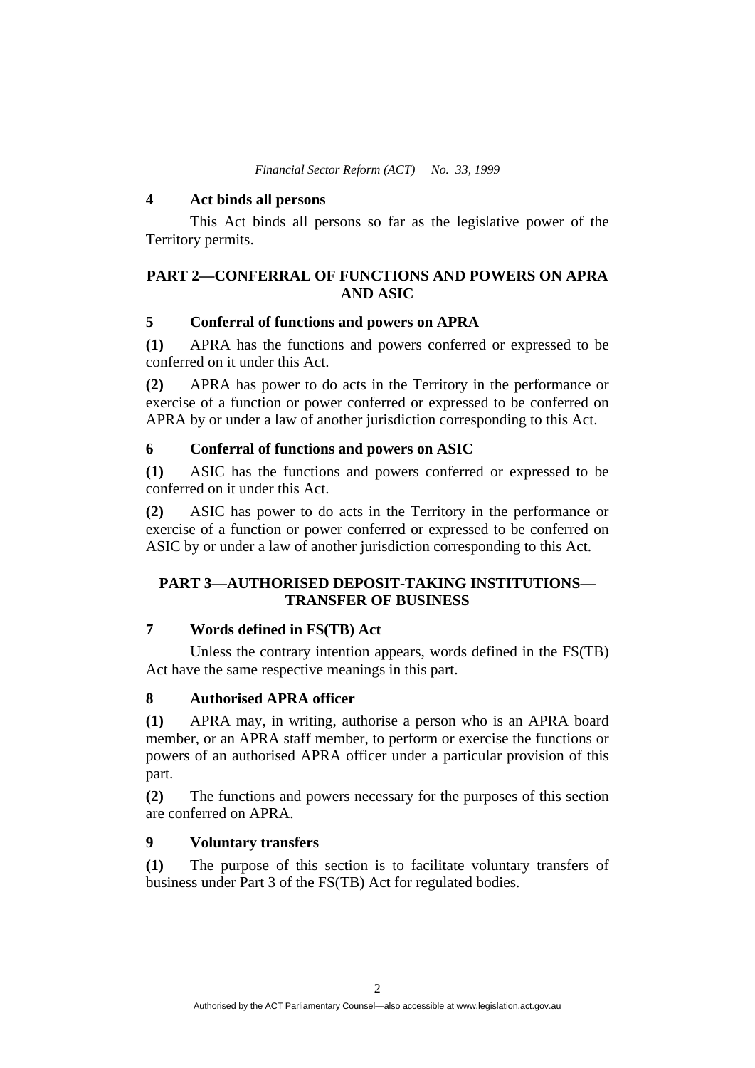### 4 Act binds all persons

This Act binds all persons so far as the legislative power of the Territory permits.

## PART 2—CONFERRAL OF FUNCTIONS AND POWERS ON APRA AND ASIC

### 5 Conferral of functions and powers on APRA

**(1)** APRA has the functions and powers conferred or expressed to be conferred on it under this Act.

**(2)** APRA has power to do acts in the Territory in the performance or exercise of a function or power conferred or expressed to be conferred on APRA by or under a law of another jurisdiction corresponding to this Act.

### 6 Conferral of functions and powers on ASIC

**(1)** ASIC has the functions and powers conferred or expressed to be conferred on it under this Act.

**(2)** ASIC has power to do acts in the Territory in the performance or exercise of a function or power conferred or expressed to be conferred on ASIC by or under a law of another jurisdiction corresponding to this Act.

## PART 3—AUTHORISED DEPOSIT-TAKING INSTITUTIONS—TRANSFER OF BUSINESS

### 7 Words defined in FS(TB) Act

Unless the contrary intention appears, words defined in the FS(TB) Act have the same respective meanings in this part.

### 8 Authorised APRA officer

**(1)** APRA may, in writing, authorise a person who is an APRA board member, or an APRA staff member, to perform or exercise the functions or powers of an authorised APRA officer under a particular provision of this part.

**(2)** The functions and powers necessary for the purposes of this section are conferred on APRA.

### 9 Voluntary transfers

**(1)** The purpose of this section is to facilitate voluntary transfers of business under Part 3 of the FS(TB) Act for regulated bodies.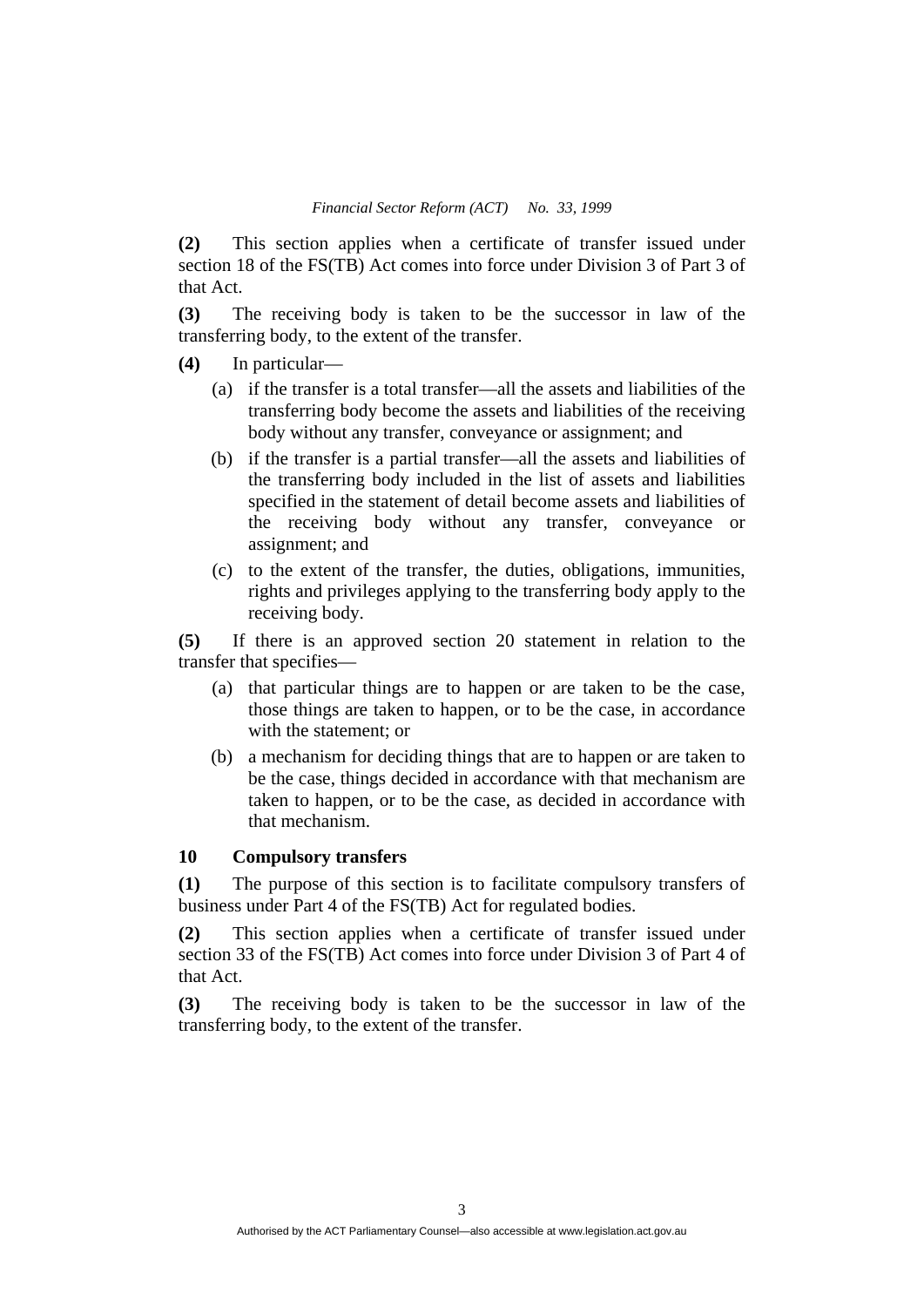**(2)** This section applies when a certificate of transfer issued under section 18 of the FS(TB) Act comes into force under Division 3 of Part 3 of that Act.

**(3)** The receiving body is taken to be the successor in law of the transferring body, to the extent of the transfer.

**(4)** In particular—

- (a) if the transfer is a total transfer—all the assets and liabilities of the transferring body become the assets and liabilities of the receiving body without any transfer, conveyance or assignment; and
- (b) if the transfer is a partial transfer—all the assets and liabilities of the transferring body included in the list of assets and liabilities specified in the statement of detail become assets and liabilities of the receiving body without any transfer, conveyance or assignment; and
- (c) to the extent of the transfer, the duties, obligations, immunities, rights and privileges applying to the transferring body apply to the receiving body.

**(5)** If there is an approved section 20 statement in relation to the transfer that specifies—

- (a) that particular things are to happen or are taken to be the case, those things are taken to happen, or to be the case, in accordance with the statement; or
- (b) a mechanism for deciding things that are to happen or are taken to be the case, things decided in accordance with that mechanism are taken to happen, or to be the case, as decided in accordance with that mechanism.

### 10 Compulsory transfers

**(1)** The purpose of this section is to facilitate compulsory transfers of business under Part 4 of the FS(TB) Act for regulated bodies.

**(2)** This section applies when a certificate of transfer issued under section 33 of the FS(TB) Act comes into force under Division 3 of Part 4 of that Act.

**(3)** The receiving body is taken to be the successor in law of the transferring body, to the extent of the transfer.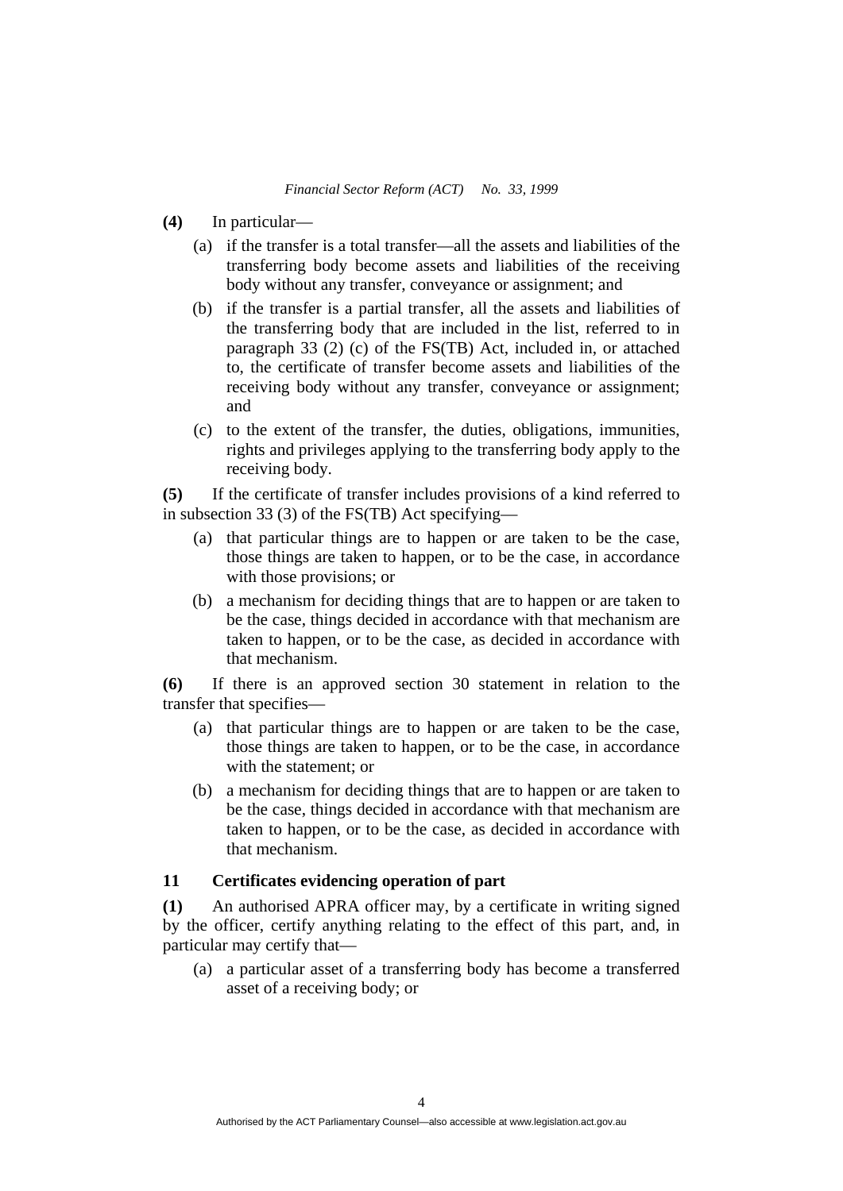**(4)** In particular—

(a) if the transfer is a total transfer—all the assets and liabilities of the transferring body become assets and liabilities of the receiving body without any transfer, conveyance or assignment; and

(b) if the transfer is a partial transfer, all the assets and liabilities of the transferring body that are included in the list, referred to in paragraph 33 (2) (c) of the FS(TB) Act, included in, or attached to, the certificate of transfer become assets and liabilities of the receiving body without any transfer, conveyance or assignment; and

(c) to the extent of the transfer, the duties, obligations, immunities, rights and privileges applying to the transferring body apply to the receiving body.

**(5)** If the certificate of transfer includes provisions of a kind referred to in subsection 33 (3) of the FS(TB) Act specifying—

(a) that particular things are to happen or are taken to be the case, those things are taken to happen, or to be the case, in accordance with those provisions; or

(b) a mechanism for deciding things that are to happen or are taken to be the case, things decided in accordance with that mechanism are taken to happen, or to be the case, as decided in accordance with that mechanism.

**(6)** If there is an approved section 30 statement in relation to the transfer that specifies—

(a) that particular things are to happen or are taken to be the case, those things are taken to happen, or to be the case, in accordance with the statement; or

(b) a mechanism for deciding things that are to happen or are taken to be the case, things decided in accordance with that mechanism are taken to happen, or to be the case, as decided in accordance with that mechanism.

### 11 Certificates evidencing operation of part

**(1)** An authorised APRA officer may, by a certificate in writing signed by the officer, certify anything relating to the effect of this part, and, in particular may certify that—

(a) a particular asset of a transferring body has become a transferred asset of a receiving body; or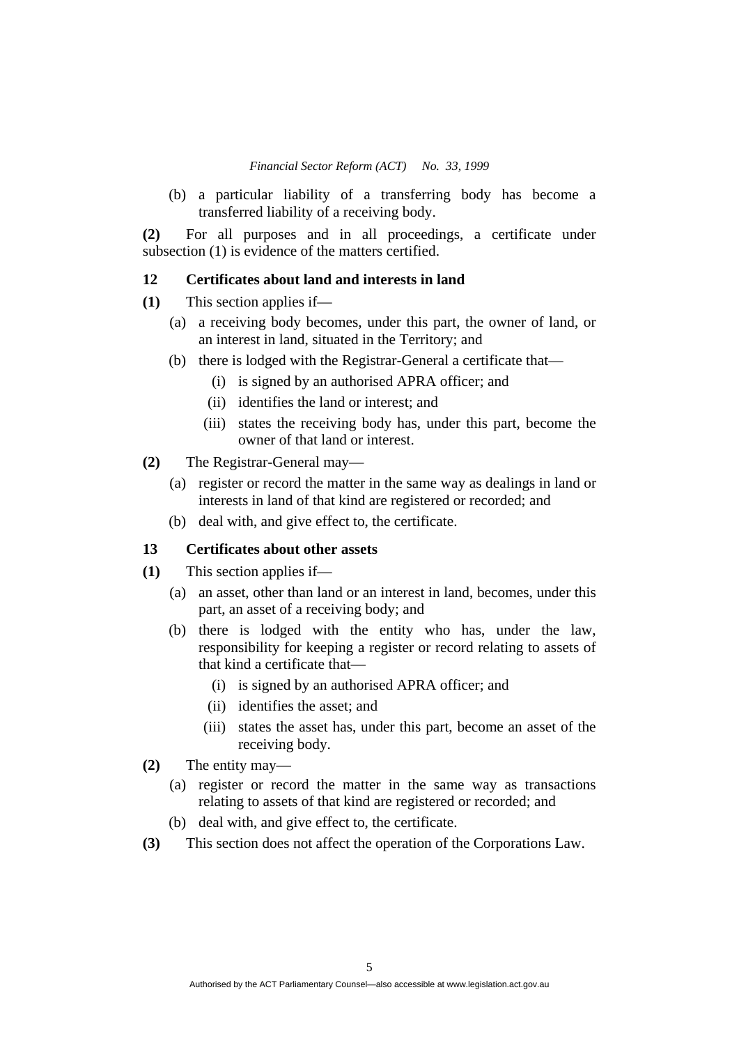(b) a particular liability of a transferring body has become a transferred liability of a receiving body.

**(2)** For all purposes and in all proceedings, a certificate under subsection (1) is evidence of the matters certified.

### 12 Certificates about land and interests in land

**(1)** This section applies if—

(a) a receiving body becomes, under this part, the owner of land, or an interest in land, situated in the Territory; and

(b) there is lodged with the Registrar-General a certificate that—

(i) is signed by an authorised APRA officer; and

(ii) identifies the land or interest; and

(iii) states the receiving body has, under this part, become the owner of that land or interest.

**(2)** The Registrar-General may—

(a) register or record the matter in the same way as dealings in land or interests in land of that kind are registered or recorded; and

(b) deal with, and give effect to, the certificate.

### 13 Certificates about other assets

**(1)** This section applies if—

(a) an asset, other than land or an interest in land, becomes, under this part, an asset of a receiving body; and

(b) there is lodged with the entity who has, under the law, responsibility for keeping a register or record relating to assets of that kind a certificate that—

(i) is signed by an authorised APRA officer; and

(ii) identifies the asset; and

(iii) states the asset has, under this part, become an asset of the receiving body.

**(2)** The entity may—

(a) register or record the matter in the same way as transactions relating to assets of that kind are registered or recorded; and

(b) deal with, and give effect to, the certificate.

**(3)** This section does not affect the operation of the Corporations Law.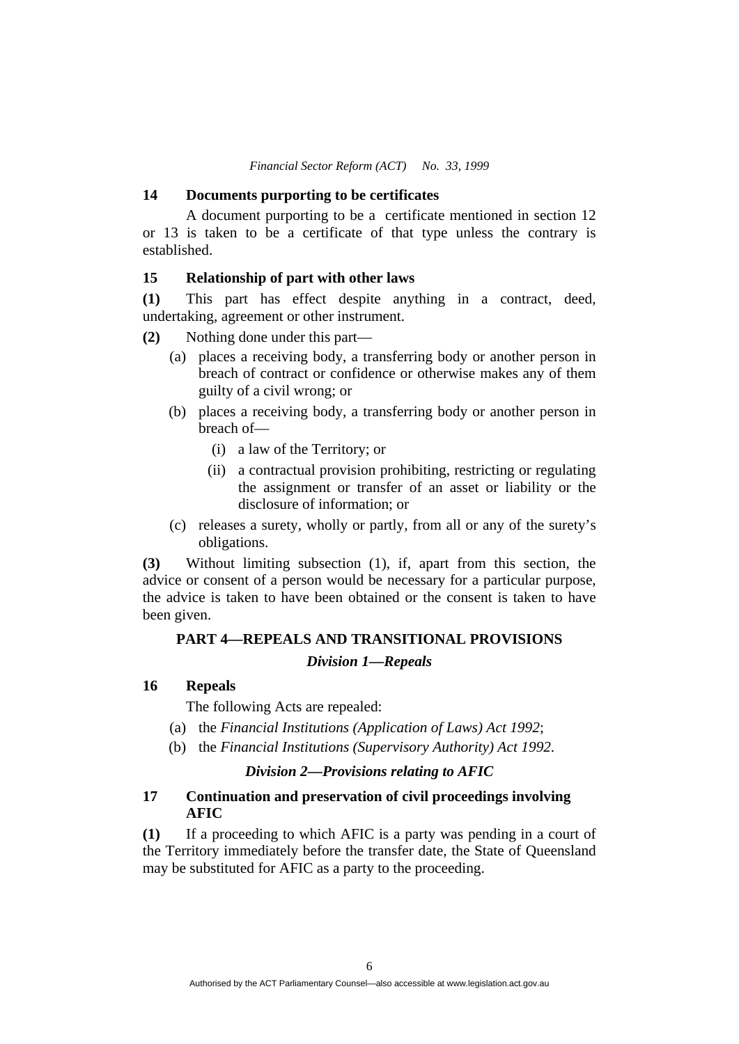### 14 Documents purporting to be certificates

A document purporting to be a certificate mentioned in section 12 or 13 is taken to be a certificate of that type unless the contrary is established.

### 15 Relationship of part with other laws

**(1)** This part has effect despite anything in a contract, deed, undertaking, agreement or other instrument.

**(2)** Nothing done under this part—

- (a) places a receiving body, a transferring body or another person in breach of contract or confidence or otherwise makes any of them guilty of a civil wrong; or
- (b) places a receiving body, a transferring body or another person in breach of—
  - (i) a law of the Territory; or
  - (ii) a contractual provision prohibiting, restricting or regulating the assignment or transfer of an asset or liability or the disclosure of information; or
- (c) releases a surety, wholly or partly, from all or any of the surety's obligations.

**(3)** Without limiting subsection (1), if, apart from this section, the advice or consent of a person would be necessary for a particular purpose, the advice is taken to have been obtained or the consent is taken to have been given.

## PART 4—REPEALS AND TRANSITIONAL PROVISIONS

### *Division 1—Repeals*

### 16 Repeals

The following Acts are repealed:

- (a) the *Financial Institutions (Application of Laws) Act 1992*;
- (b) the *Financial Institutions (Supervisory Authority) Act 1992*.

### *Division 2—Provisions relating to AFIC*

### 17 Continuation and preservation of civil proceedings involving AFIC

**(1)** If a proceeding to which AFIC is a party was pending in a court of the Territory immediately before the transfer date, the State of Queensland may be substituted for AFIC as a party to the proceeding.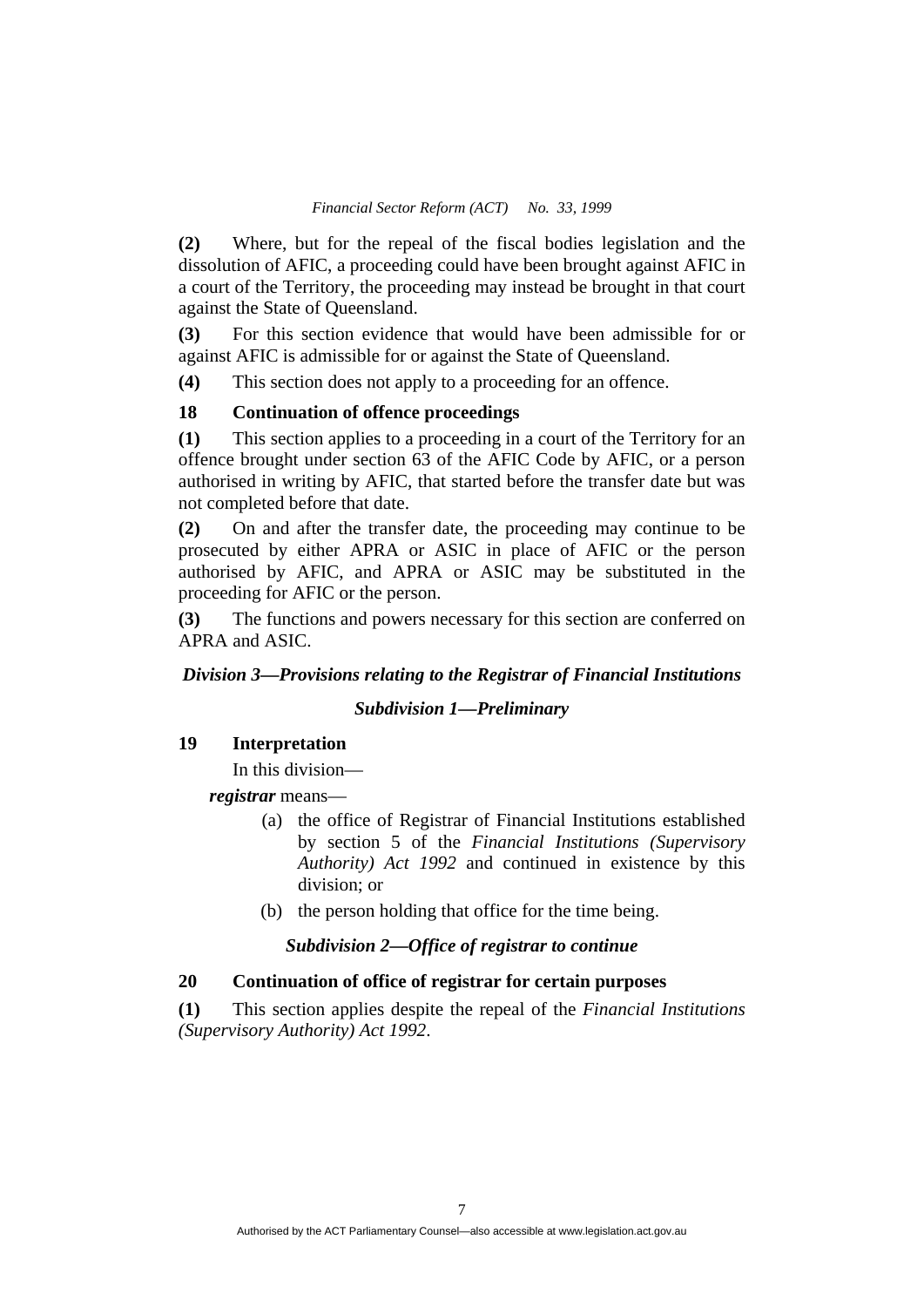**(2)** Where, but for the repeal of the fiscal bodies legislation and the dissolution of AFIC, a proceeding could have been brought against AFIC in a court of the Territory, the proceeding may instead be brought in that court against the State of Queensland.

**(3)** For this section evidence that would have been admissible for or against AFIC is admissible for or against the State of Queensland.

**(4)** This section does not apply to a proceeding for an offence.

### 18 Continuation of offence proceedings

**(1)** This section applies to a proceeding in a court of the Territory for an offence brought under section 63 of the AFIC Code by AFIC, or a person authorised in writing by AFIC, that started before the transfer date but was not completed before that date.

**(2)** On and after the transfer date, the proceeding may continue to be prosecuted by either APRA or ASIC in place of AFIC or the person authorised by AFIC, and APRA or ASIC may be substituted in the proceeding for AFIC or the person.

**(3)** The functions and powers necessary for this section are conferred on APRA and ASIC.

## *Division 3—Provisions relating to the Registrar of Financial Institutions*

### *Subdivision 1—Preliminary*

### 19 Interpretation

In this division—

***registrar*** means—

(a) the office of Registrar of Financial Institutions established by section 5 of the *Financial Institutions (Supervisory Authority) Act 1992* and continued in existence by this division; or

(b) the person holding that office for the time being.

### *Subdivision 2—Office of registrar to continue*

### 20 Continuation of office of registrar for certain purposes

**(1)** This section applies despite the repeal of the *Financial Institutions (Supervisory Authority) Act 1992*.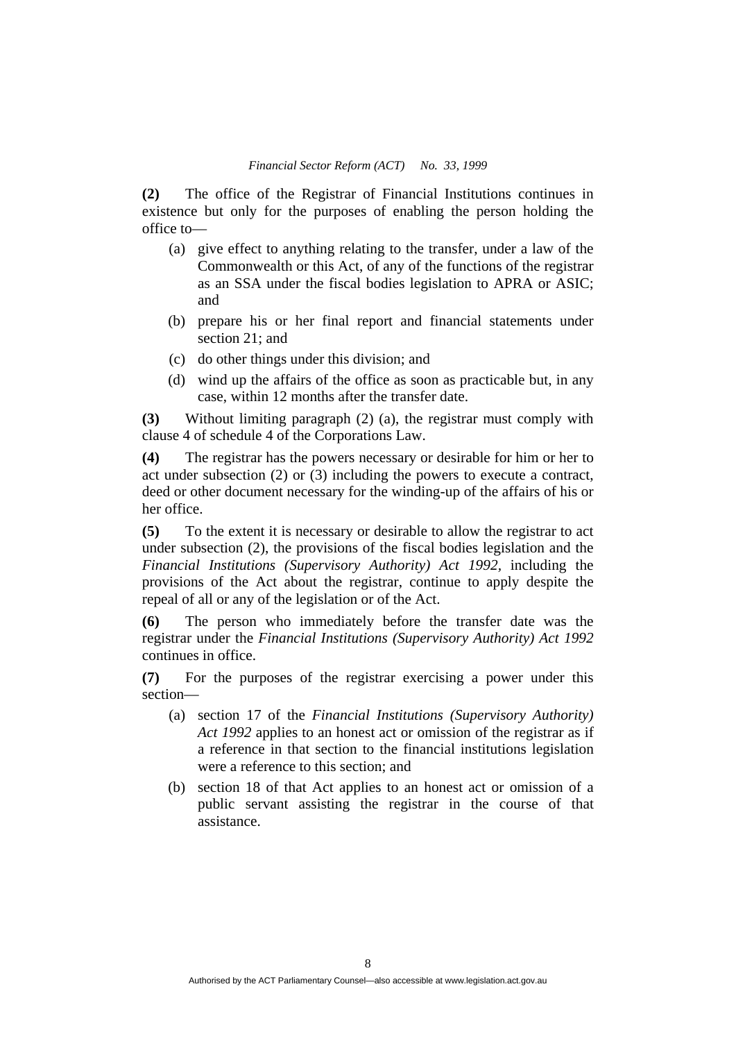**(2)** The office of the Registrar of Financial Institutions continues in existence but only for the purposes of enabling the person holding the office to—

- (a) give effect to anything relating to the transfer, under a law of the Commonwealth or this Act, of any of the functions of the registrar as an SSA under the fiscal bodies legislation to APRA or ASIC; and
- (b) prepare his or her final report and financial statements under section 21; and
- (c) do other things under this division; and
- (d) wind up the affairs of the office as soon as practicable but, in any case, within 12 months after the transfer date.

**(3)** Without limiting paragraph (2) (a), the registrar must comply with clause 4 of schedule 4 of the Corporations Law.

**(4)** The registrar has the powers necessary or desirable for him or her to act under subsection (2) or (3) including the powers to execute a contract, deed or other document necessary for the winding-up of the affairs of his or her office.

**(5)** To the extent it is necessary or desirable to allow the registrar to act under subsection (2), the provisions of the fiscal bodies legislation and the *Financial Institutions (Supervisory Authority) Act 1992*, including the provisions of the Act about the registrar, continue to apply despite the repeal of all or any of the legislation or of the Act.

**(6)** The person who immediately before the transfer date was the registrar under the *Financial Institutions (Supervisory Authority) Act 1992* continues in office.

**(7)** For the purposes of the registrar exercising a power under this section—

- (a) section 17 of the *Financial Institutions (Supervisory Authority) Act 1992* applies to an honest act or omission of the registrar as if a reference in that section to the financial institutions legislation were a reference to this section; and
- (b) section 18 of that Act applies to an honest act or omission of a public servant assisting the registrar in the course of that assistance.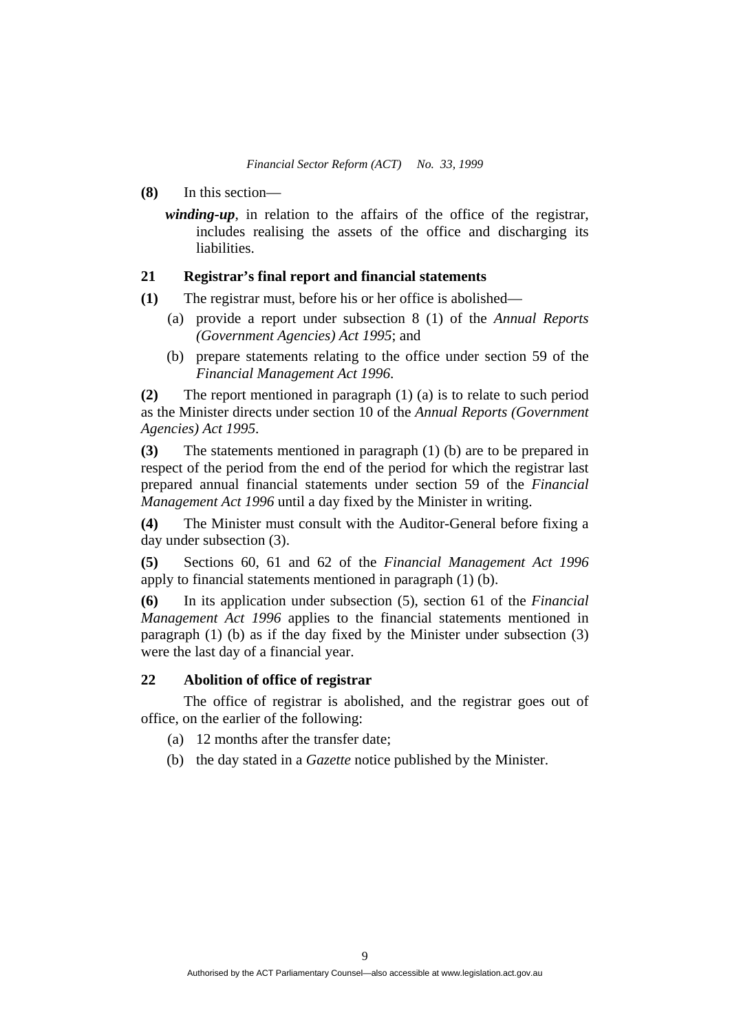**(8)** In this section—

***winding-up***, in relation to the affairs of the office of the registrar, includes realising the assets of the office and discharging its liabilities.

## 21 Registrar's final report and financial statements

**(1)** The registrar must, before his or her office is abolished—

(a) provide a report under subsection 8 (1) of the *Annual Reports (Government Agencies) Act 1995*; and

(b) prepare statements relating to the office under section 59 of the *Financial Management Act 1996*.

**(2)** The report mentioned in paragraph (1) (a) is to relate to such period as the Minister directs under section 10 of the *Annual Reports (Government Agencies) Act 1995*.

**(3)** The statements mentioned in paragraph (1) (b) are to be prepared in respect of the period from the end of the period for which the registrar last prepared annual financial statements under section 59 of the *Financial Management Act 1996* until a day fixed by the Minister in writing.

**(4)** The Minister must consult with the Auditor-General before fixing a day under subsection (3).

**(5)** Sections 60, 61 and 62 of the *Financial Management Act 1996* apply to financial statements mentioned in paragraph (1) (b).

**(6)** In its application under subsection (5), section 61 of the *Financial Management Act 1996* applies to the financial statements mentioned in paragraph (1) (b) as if the day fixed by the Minister under subsection (3) were the last day of a financial year.

## 22 Abolition of office of registrar

The office of registrar is abolished, and the registrar goes out of office, on the earlier of the following:

(a) 12 months after the transfer date;

(b) the day stated in a *Gazette* notice published by the Minister.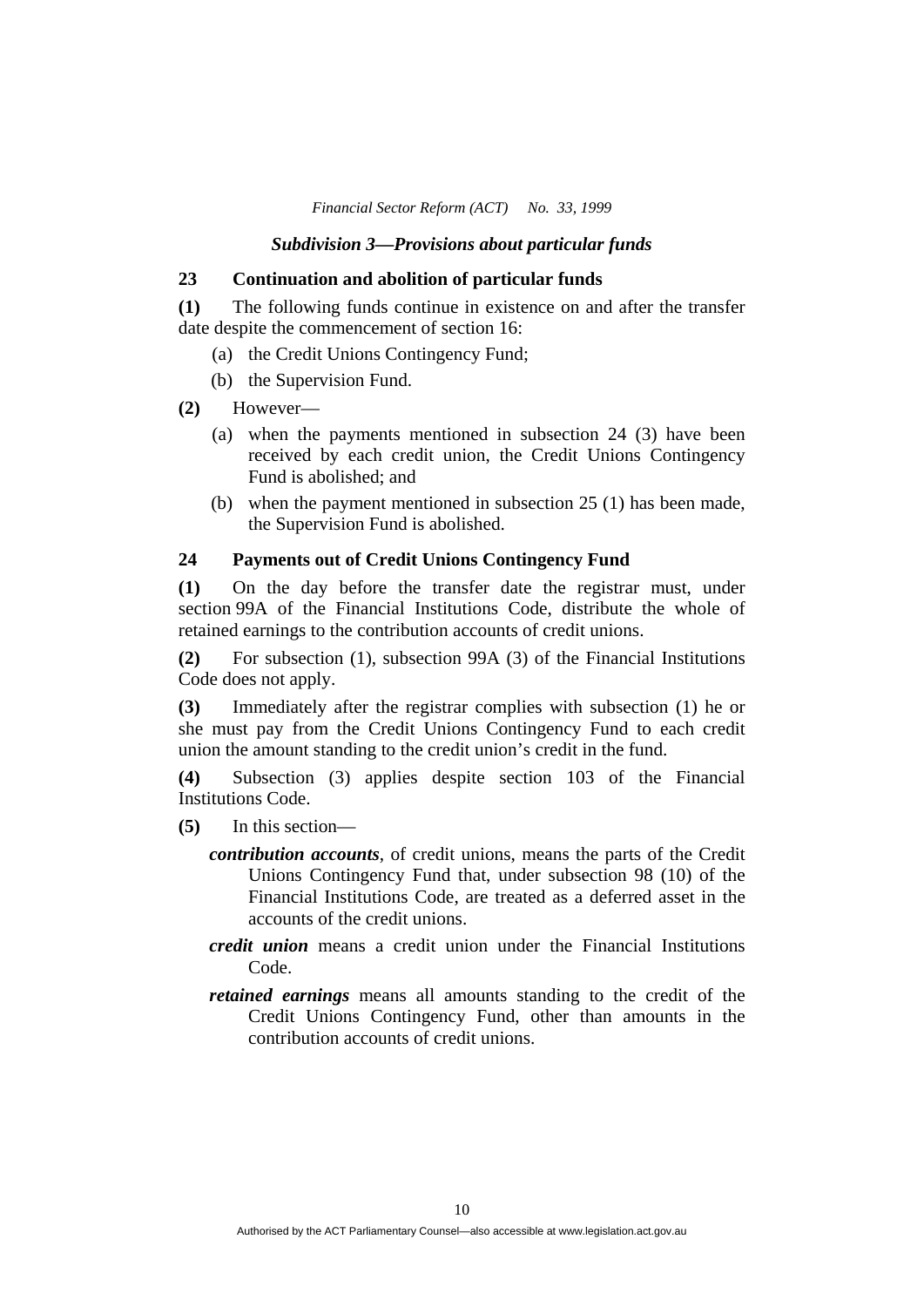### *Subdivision 3—Provisions about particular funds*

#### 23 Continuation and abolition of particular funds

**(1)** The following funds continue in existence on and after the transfer date despite the commencement of section 16:

- (a) the Credit Unions Contingency Fund;
- (b) the Supervision Fund.

**(2)** However—

- (a) when the payments mentioned in subsection 24 (3) have been received by each credit union, the Credit Unions Contingency Fund is abolished; and
- (b) when the payment mentioned in subsection 25 (1) has been made, the Supervision Fund is abolished.

#### 24 Payments out of Credit Unions Contingency Fund

**(1)** On the day before the transfer date the registrar must, under section 99A of the Financial Institutions Code, distribute the whole of retained earnings to the contribution accounts of credit unions.

**(2)** For subsection (1), subsection 99A (3) of the Financial Institutions Code does not apply.

**(3)** Immediately after the registrar complies with subsection (1) he or she must pay from the Credit Unions Contingency Fund to each credit union the amount standing to the credit union's credit in the fund.

**(4)** Subsection (3) applies despite section 103 of the Financial Institutions Code.

**(5)** In this section—

***contribution accounts***, of credit unions, means the parts of the Credit Unions Contingency Fund that, under subsection 98 (10) of the Financial Institutions Code, are treated as a deferred asset in the accounts of the credit unions.

***credit union*** means a credit union under the Financial Institutions Code.

***retained earnings*** means all amounts standing to the credit of the Credit Unions Contingency Fund, other than amounts in the contribution accounts of credit unions.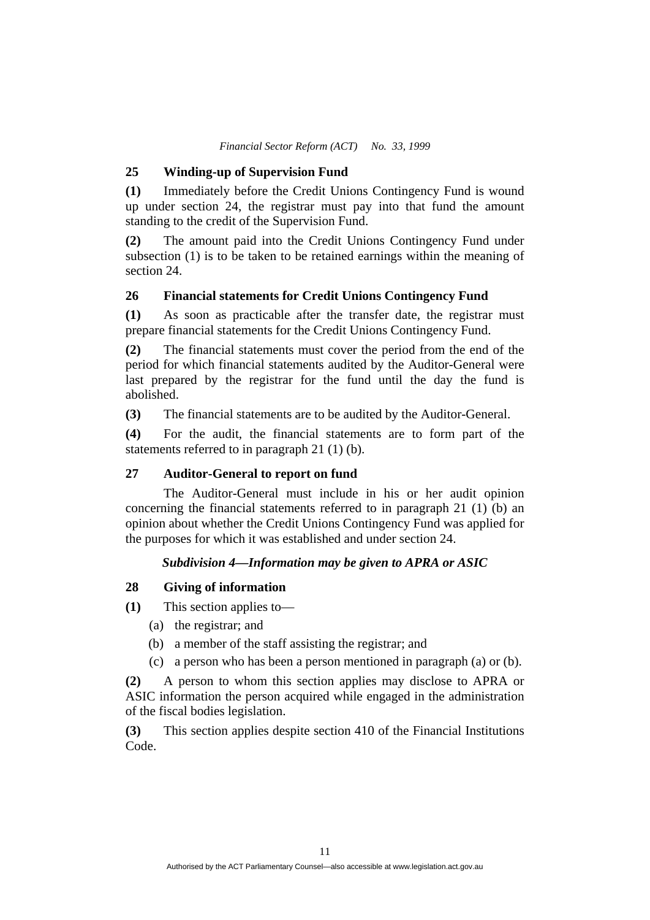## 25 Winding-up of Supervision Fund

**(1)** Immediately before the Credit Unions Contingency Fund is wound up under section 24, the registrar must pay into that fund the amount standing to the credit of the Supervision Fund.

**(2)** The amount paid into the Credit Unions Contingency Fund under subsection (1) is to be taken to be retained earnings within the meaning of section 24.

## 26 Financial statements for Credit Unions Contingency Fund

**(1)** As soon as practicable after the transfer date, the registrar must prepare financial statements for the Credit Unions Contingency Fund.

**(2)** The financial statements must cover the period from the end of the period for which financial statements audited by the Auditor-General were last prepared by the registrar for the fund until the day the fund is abolished.

**(3)** The financial statements are to be audited by the Auditor-General.

**(4)** For the audit, the financial statements are to form part of the statements referred to in paragraph 21 (1) (b).

## 27 Auditor-General to report on fund

The Auditor-General must include in his or her audit opinion concerning the financial statements referred to in paragraph 21 (1) (b) an opinion about whether the Credit Unions Contingency Fund was applied for the purposes for which it was established and under section 24.

### *Subdivision 4—Information may be given to APRA or ASIC*

## 28 Giving of information

**(1)** This section applies to—

(a) the registrar; and

(b) a member of the staff assisting the registrar; and

(c) a person who has been a person mentioned in paragraph (a) or (b).

**(2)** A person to whom this section applies may disclose to APRA or ASIC information the person acquired while engaged in the administration of the fiscal bodies legislation.

**(3)** This section applies despite section 410 of the Financial Institutions Code.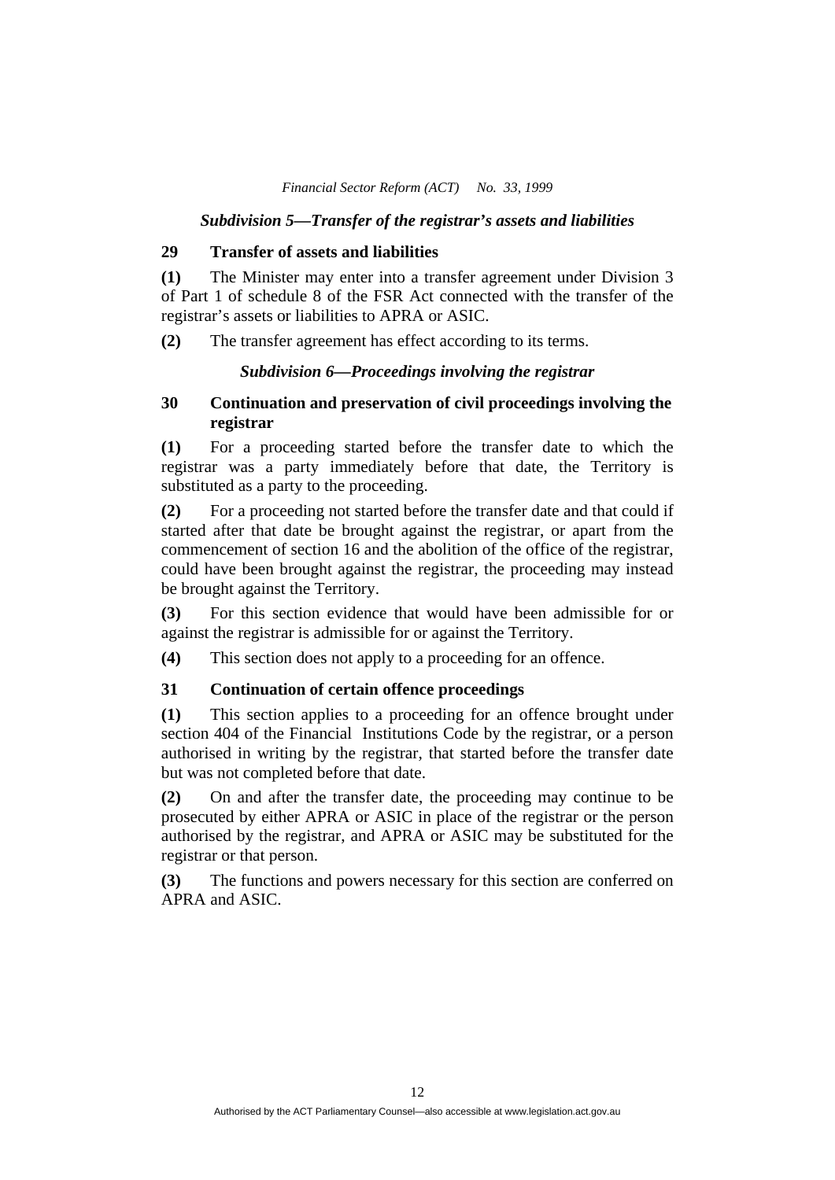### *Subdivision 5—Transfer of the registrar's assets and liabilities*

### 29 Transfer of assets and liabilities

**(1)** The Minister may enter into a transfer agreement under Division 3 of Part 1 of schedule 8 of the FSR Act connected with the transfer of the registrar's assets or liabilities to APRA or ASIC.

**(2)** The transfer agreement has effect according to its terms.

### *Subdivision 6—Proceedings involving the registrar*

### 30 Continuation and preservation of civil proceedings involving the registrar

**(1)** For a proceeding started before the transfer date to which the registrar was a party immediately before that date, the Territory is substituted as a party to the proceeding.

**(2)** For a proceeding not started before the transfer date and that could if started after that date be brought against the registrar, or apart from the commencement of section 16 and the abolition of the office of the registrar, could have been brought against the registrar, the proceeding may instead be brought against the Territory.

**(3)** For this section evidence that would have been admissible for or against the registrar is admissible for or against the Territory.

**(4)** This section does not apply to a proceeding for an offence.

### 31 Continuation of certain offence proceedings

**(1)** This section applies to a proceeding for an offence brought under section 404 of the Financial Institutions Code by the registrar, or a person authorised in writing by the registrar, that started before the transfer date but was not completed before that date.

**(2)** On and after the transfer date, the proceeding may continue to be prosecuted by either APRA or ASIC in place of the registrar or the person authorised by the registrar, and APRA or ASIC may be substituted for the registrar or that person.

**(3)** The functions and powers necessary for this section are conferred on APRA and ASIC.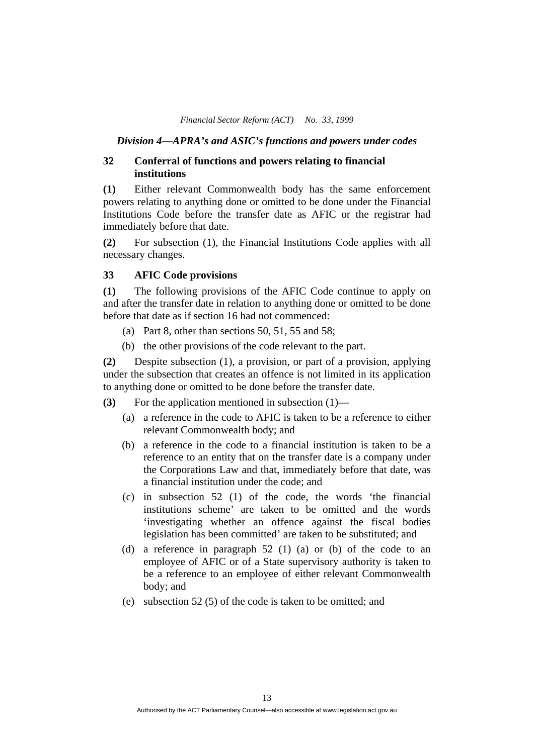### *Division 4—APRA's and ASIC's functions and powers under codes*

#### 32 Conferral of functions and powers relating to financial institutions

**(1)** Either relevant Commonwealth body has the same enforcement powers relating to anything done or omitted to be done under the Financial Institutions Code before the transfer date as AFIC or the registrar had immediately before that date.

**(2)** For subsection (1), the Financial Institutions Code applies with all necessary changes.

#### 33 AFIC Code provisions

**(1)** The following provisions of the AFIC Code continue to apply on and after the transfer date in relation to anything done or omitted to be done before that date as if section 16 had not commenced:

(a) Part 8, other than sections 50, 51, 55 and 58;

(b) the other provisions of the code relevant to the part.

**(2)** Despite subsection (1), a provision, or part of a provision, applying under the subsection that creates an offence is not limited in its application to anything done or omitted to be done before the transfer date.

**(3)** For the application mentioned in subsection (1)—

(a) a reference in the code to AFIC is taken to be a reference to either relevant Commonwealth body; and

(b) a reference in the code to a financial institution is taken to be a reference to an entity that on the transfer date is a company under the Corporations Law and that, immediately before that date, was a financial institution under the code; and

(c) in subsection 52 (1) of the code, the words 'the financial institutions scheme' are taken to be omitted and the words 'investigating whether an offence against the fiscal bodies legislation has been committed' are taken to be substituted; and

(d) a reference in paragraph 52 (1) (a) or (b) of the code to an employee of AFIC or of a State supervisory authority is taken to be a reference to an employee of either relevant Commonwealth body; and

(e) subsection 52 (5) of the code is taken to be omitted; and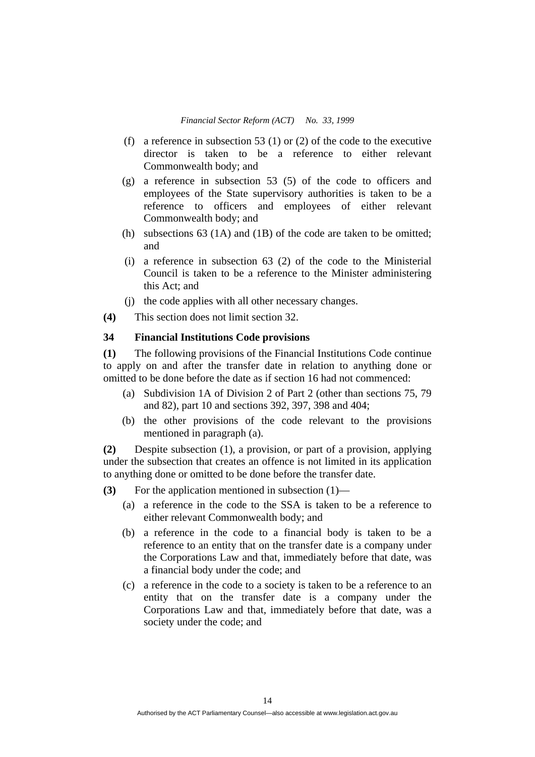(f) a reference in subsection 53 (1) or (2) of the code to the executive director is taken to be a reference to either relevant Commonwealth body; and

(g) a reference in subsection 53 (5) of the code to officers and employees of the State supervisory authorities is taken to be a reference to officers and employees of either relevant Commonwealth body; and

(h) subsections 63 (1A) and (1B) of the code are taken to be omitted; and

(i) a reference in subsection 63 (2) of the code to the Ministerial Council is taken to be a reference to the Minister administering this Act; and

(j) the code applies with all other necessary changes.

**(4)** This section does not limit section 32.

### 34 Financial Institutions Code provisions

**(1)** The following provisions of the Financial Institutions Code continue to apply on and after the transfer date in relation to anything done or omitted to be done before the date as if section 16 had not commenced:

(a) Subdivision 1A of Division 2 of Part 2 (other than sections 75, 79 and 82), part 10 and sections 392, 397, 398 and 404;

(b) the other provisions of the code relevant to the provisions mentioned in paragraph (a).

**(2)** Despite subsection (1), a provision, or part of a provision, applying under the subsection that creates an offence is not limited in its application to anything done or omitted to be done before the transfer date.

**(3)** For the application mentioned in subsection (1)—

(a) a reference in the code to the SSA is taken to be a reference to either relevant Commonwealth body; and

(b) a reference in the code to a financial body is taken to be a reference to an entity that on the transfer date is a company under the Corporations Law and that, immediately before that date, was a financial body under the code; and

(c) a reference in the code to a society is taken to be a reference to an entity that on the transfer date is a company under the Corporations Law and that, immediately before that date, was a society under the code; and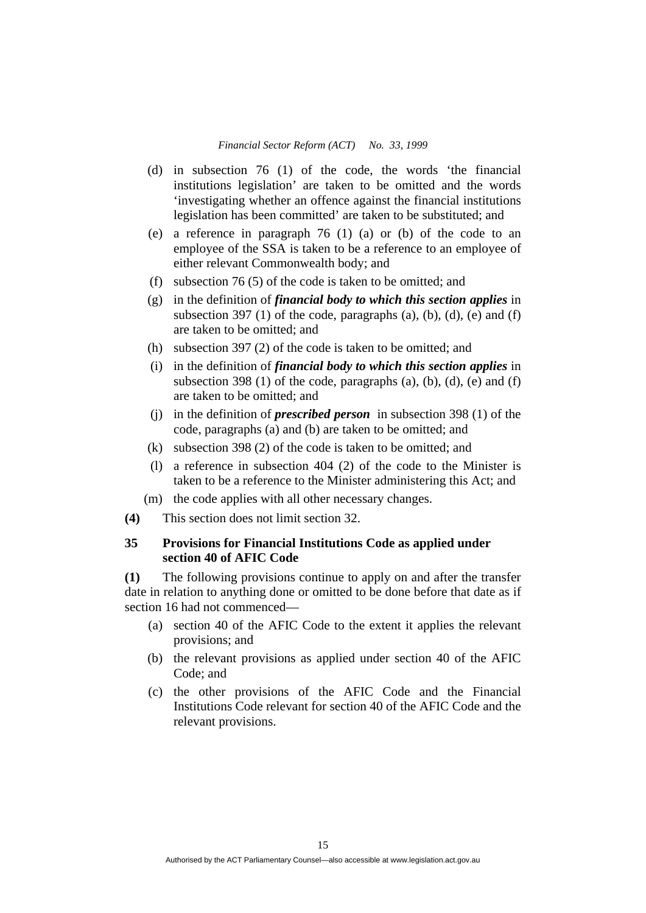(d) in subsection 76 (1) of the code, the words 'the financial institutions legislation' are taken to be omitted and the words 'investigating whether an offence against the financial institutions legislation has been committed' are taken to be substituted; and

(e) a reference in paragraph 76 (1) (a) or (b) of the code to an employee of the SSA is taken to be a reference to an employee of either relevant Commonwealth body; and

(f) subsection 76 (5) of the code is taken to be omitted; and

(g) in the definition of ***financial body to which this section applies*** in subsection 397 (1) of the code, paragraphs (a), (b), (d), (e) and (f) are taken to be omitted; and

(h) subsection 397 (2) of the code is taken to be omitted; and

(i) in the definition of ***financial body to which this section applies*** in subsection 398 (1) of the code, paragraphs (a), (b), (d), (e) and (f) are taken to be omitted; and

(j) in the definition of ***prescribed person*** in subsection 398 (1) of the code, paragraphs (a) and (b) are taken to be omitted; and

(k) subsection 398 (2) of the code is taken to be omitted; and

(l) a reference in subsection 404 (2) of the code to the Minister is taken to be a reference to the Minister administering this Act; and

(m) the code applies with all other necessary changes.

**(4)** This section does not limit section 32.

### 35 Provisions for Financial Institutions Code as applied under section 40 of AFIC Code

**(1)** The following provisions continue to apply on and after the transfer date in relation to anything done or omitted to be done before that date as if section 16 had not commenced—

(a) section 40 of the AFIC Code to the extent it applies the relevant provisions; and

(b) the relevant provisions as applied under section 40 of the AFIC Code; and

(c) the other provisions of the AFIC Code and the Financial Institutions Code relevant for section 40 of the AFIC Code and the relevant provisions.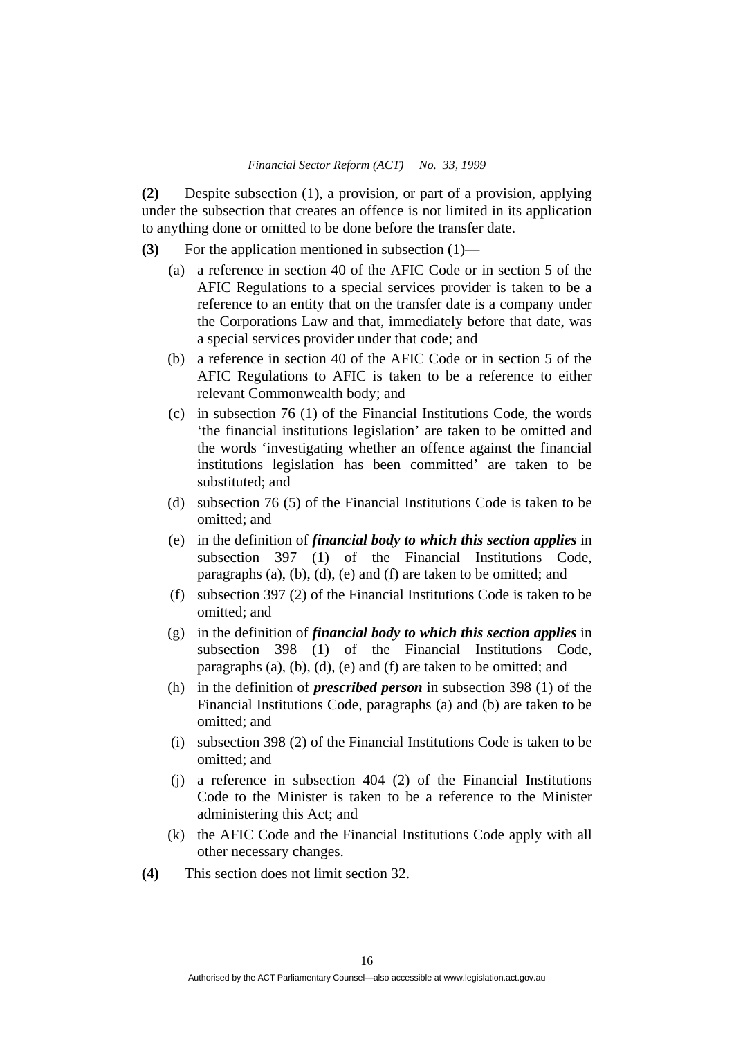**(2)** Despite subsection (1), a provision, or part of a provision, applying under the subsection that creates an offence is not limited in its application to anything done or omitted to be done before the transfer date.

**(3)** For the application mentioned in subsection (1)—

(a) a reference in section 40 of the AFIC Code or in section 5 of the AFIC Regulations to a special services provider is taken to be a reference to an entity that on the transfer date is a company under the Corporations Law and that, immediately before that date, was a special services provider under that code; and

(b) a reference in section 40 of the AFIC Code or in section 5 of the AFIC Regulations to AFIC is taken to be a reference to either relevant Commonwealth body; and

(c) in subsection 76 (1) of the Financial Institutions Code, the words 'the financial institutions legislation' are taken to be omitted and the words 'investigating whether an offence against the financial institutions legislation has been committed' are taken to be substituted; and

(d) subsection 76 (5) of the Financial Institutions Code is taken to be omitted; and

(e) in the definition of ***financial body to which this section applies*** in subsection 397 (1) of the Financial Institutions Code, paragraphs (a), (b), (d), (e) and (f) are taken to be omitted; and

(f) subsection 397 (2) of the Financial Institutions Code is taken to be omitted; and

(g) in the definition of ***financial body to which this section applies*** in subsection 398 (1) of the Financial Institutions Code, paragraphs (a), (b), (d), (e) and (f) are taken to be omitted; and

(h) in the definition of ***prescribed person*** in subsection 398 (1) of the Financial Institutions Code, paragraphs (a) and (b) are taken to be omitted; and

(i) subsection 398 (2) of the Financial Institutions Code is taken to be omitted; and

(j) a reference in subsection 404 (2) of the Financial Institutions Code to the Minister is taken to be a reference to the Minister administering this Act; and

(k) the AFIC Code and the Financial Institutions Code apply with all other necessary changes.

**(4)** This section does not limit section 32.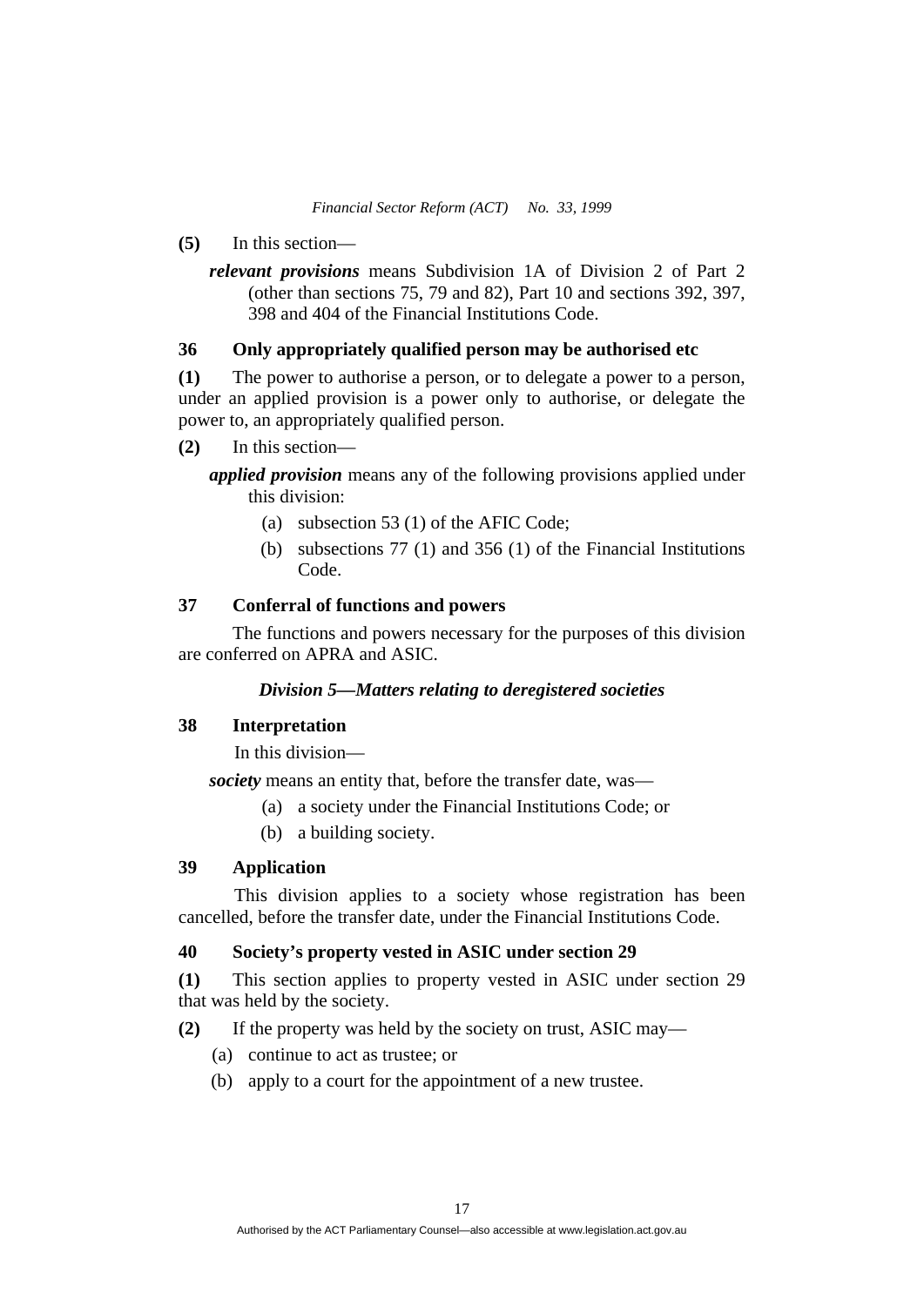**(5)** In this section—

***relevant provisions*** means Subdivision 1A of Division 2 of Part 2 (other than sections 75, 79 and 82), Part 10 and sections 392, 397, 398 and 404 of the Financial Institutions Code.

### 36 Only appropriately qualified person may be authorised etc

**(1)** The power to authorise a person, or to delegate a power to a person, under an applied provision is a power only to authorise, or delegate the power to, an appropriately qualified person.

**(2)** In this section—

***applied provision*** means any of the following provisions applied under this division:

(a) subsection 53 (1) of the AFIC Code;

(b) subsections 77 (1) and 356 (1) of the Financial Institutions Code.

### 37 Conferral of functions and powers

The functions and powers necessary for the purposes of this division are conferred on APRA and ASIC.

## *Division 5—Matters relating to deregistered societies*

### 38 Interpretation

In this division—

***society*** means an entity that, before the transfer date, was—

(a) a society under the Financial Institutions Code; or

(b) a building society.

### 39 Application

This division applies to a society whose registration has been cancelled, before the transfer date, under the Financial Institutions Code.

### 40 Society's property vested in ASIC under section 29

**(1)** This section applies to property vested in ASIC under section 29 that was held by the society.

**(2)** If the property was held by the society on trust, ASIC may—

(a) continue to act as trustee; or

(b) apply to a court for the appointment of a new trustee.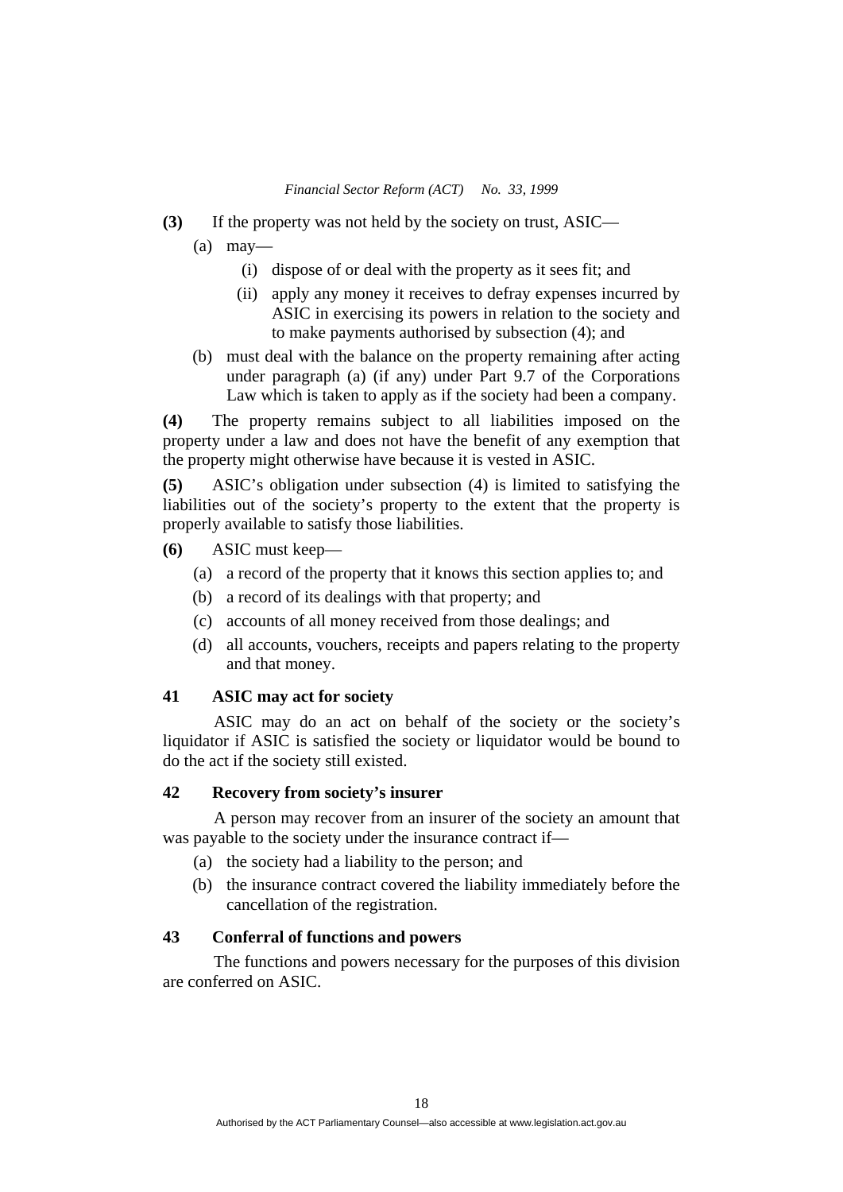**(3)** If the property was not held by the society on trust, ASIC—

(a) may—

(i) dispose of or deal with the property as it sees fit; and

(ii) apply any money it receives to defray expenses incurred by ASIC in exercising its powers in relation to the society and to make payments authorised by subsection (4); and

(b) must deal with the balance on the property remaining after acting under paragraph (a) (if any) under Part 9.7 of the Corporations Law which is taken to apply as if the society had been a company.

**(4)** The property remains subject to all liabilities imposed on the property under a law and does not have the benefit of any exemption that the property might otherwise have because it is vested in ASIC.

**(5)** ASIC's obligation under subsection (4) is limited to satisfying the liabilities out of the society's property to the extent that the property is properly available to satisfy those liabilities.

**(6)** ASIC must keep—

(a) a record of the property that it knows this section applies to; and

(b) a record of its dealings with that property; and

(c) accounts of all money received from those dealings; and

(d) all accounts, vouchers, receipts and papers relating to the property and that money.

### 41 ASIC may act for society

ASIC may do an act on behalf of the society or the society's liquidator if ASIC is satisfied the society or liquidator would be bound to do the act if the society still existed.

### 42 Recovery from society's insurer

A person may recover from an insurer of the society an amount that was payable to the society under the insurance contract if—

(a) the society had a liability to the person; and

(b) the insurance contract covered the liability immediately before the cancellation of the registration.

### 43 Conferral of functions and powers

The functions and powers necessary for the purposes of this division are conferred on ASIC.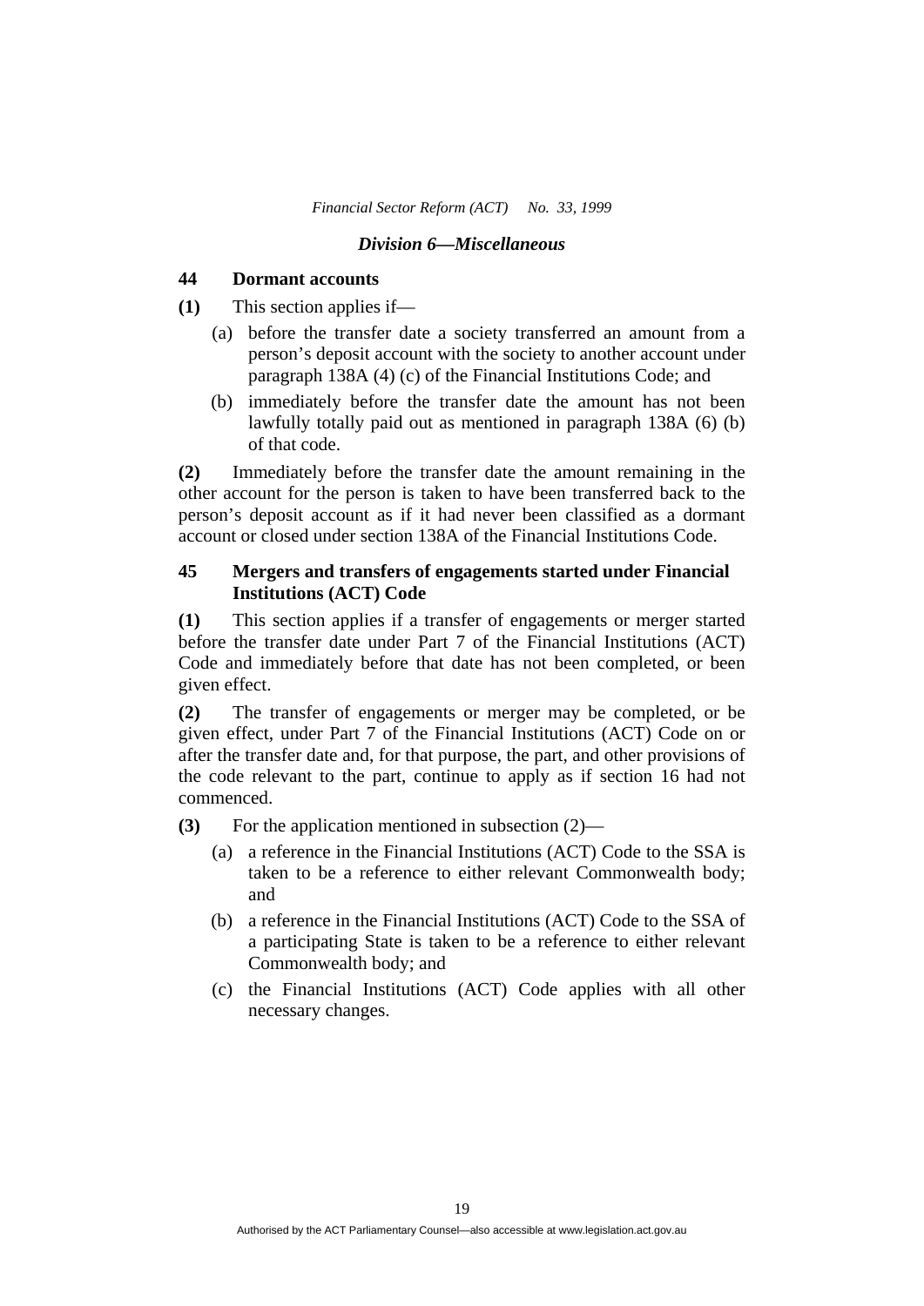### *Division 6—Miscellaneous*

#### 44 Dormant accounts

**(1)** This section applies if—

- (a) before the transfer date a society transferred an amount from a person's deposit account with the society to another account under paragraph 138A (4) (c) of the Financial Institutions Code; and
- (b) immediately before the transfer date the amount has not been lawfully totally paid out as mentioned in paragraph 138A (6) (b) of that code.

**(2)** Immediately before the transfer date the amount remaining in the other account for the person is taken to have been transferred back to the person's deposit account as if it had never been classified as a dormant account or closed under section 138A of the Financial Institutions Code.

#### 45 Mergers and transfers of engagements started under Financial Institutions (ACT) Code

**(1)** This section applies if a transfer of engagements or merger started before the transfer date under Part 7 of the Financial Institutions (ACT) Code and immediately before that date has not been completed, or been given effect.

**(2)** The transfer of engagements or merger may be completed, or be given effect, under Part 7 of the Financial Institutions (ACT) Code on or after the transfer date and, for that purpose, the part, and other provisions of the code relevant to the part, continue to apply as if section 16 had not commenced.

**(3)** For the application mentioned in subsection (2)—

- (a) a reference in the Financial Institutions (ACT) Code to the SSA is taken to be a reference to either relevant Commonwealth body; and
- (b) a reference in the Financial Institutions (ACT) Code to the SSA of a participating State is taken to be a reference to either relevant Commonwealth body; and
- (c) the Financial Institutions (ACT) Code applies with all other necessary changes.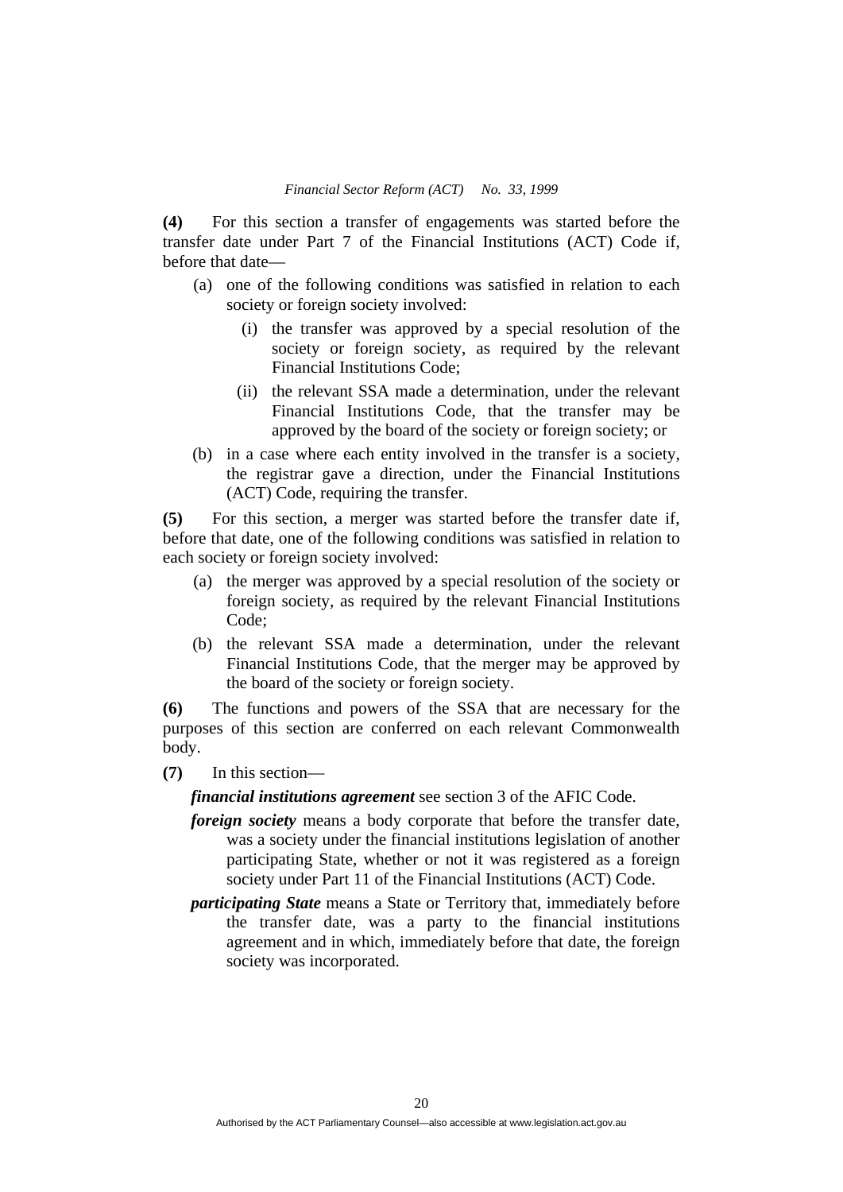**(4)** For this section a transfer of engagements was started before the transfer date under Part 7 of the Financial Institutions (ACT) Code if, before that date—

- (a) one of the following conditions was satisfied in relation to each society or foreign society involved:
  - (i) the transfer was approved by a special resolution of the society or foreign society, as required by the relevant Financial Institutions Code;
  - (ii) the relevant SSA made a determination, under the relevant Financial Institutions Code, that the transfer may be approved by the board of the society or foreign society; or
- (b) in a case where each entity involved in the transfer is a society, the registrar gave a direction, under the Financial Institutions (ACT) Code, requiring the transfer.

**(5)** For this section, a merger was started before the transfer date if, before that date, one of the following conditions was satisfied in relation to each society or foreign society involved:

- (a) the merger was approved by a special resolution of the society or foreign society, as required by the relevant Financial Institutions Code;
- (b) the relevant SSA made a determination, under the relevant Financial Institutions Code, that the merger may be approved by the board of the society or foreign society.

**(6)** The functions and powers of the SSA that are necessary for the purposes of this section are conferred on each relevant Commonwealth body.

**(7)** In this section—

***financial institutions agreement*** see section 3 of the AFIC Code.

***foreign society*** means a body corporate that before the transfer date, was a society under the financial institutions legislation of another participating State, whether or not it was registered as a foreign society under Part 11 of the Financial Institutions (ACT) Code.

***participating State*** means a State or Territory that, immediately before the transfer date, was a party to the financial institutions agreement and in which, immediately before that date, the foreign society was incorporated.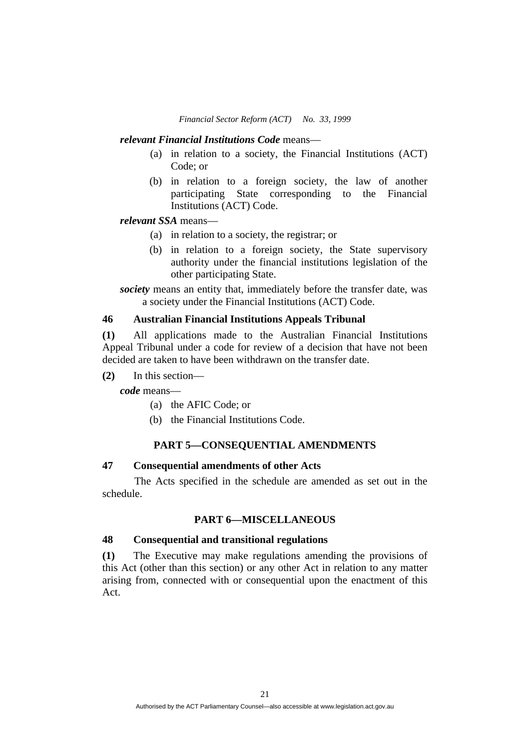***relevant Financial Institutions Code*** means—

(a) in relation to a society, the Financial Institutions (ACT) Code; or

(b) in relation to a foreign society, the law of another participating State corresponding to the Financial Institutions (ACT) Code.

***relevant SSA*** means—

(a) in relation to a society, the registrar; or

(b) in relation to a foreign society, the State supervisory authority under the financial institutions legislation of the other participating State.

***society*** means an entity that, immediately before the transfer date, was a society under the Financial Institutions (ACT) Code.

### 46 Australian Financial Institutions Appeals Tribunal

**(1)** All applications made to the Australian Financial Institutions Appeal Tribunal under a code for review of a decision that have not been decided are taken to have been withdrawn on the transfer date.

**(2)** In this section—

***code*** means—

(a) the AFIC Code; or

(b) the Financial Institutions Code.

## PART 5—CONSEQUENTIAL AMENDMENTS

### 47 Consequential amendments of other Acts

The Acts specified in the schedule are amended as set out in the schedule.

## PART 6—MISCELLANEOUS

### 48 Consequential and transitional regulations

**(1)** The Executive may make regulations amending the provisions of this Act (other than this section) or any other Act in relation to any matter arising from, connected with or consequential upon the enactment of this Act.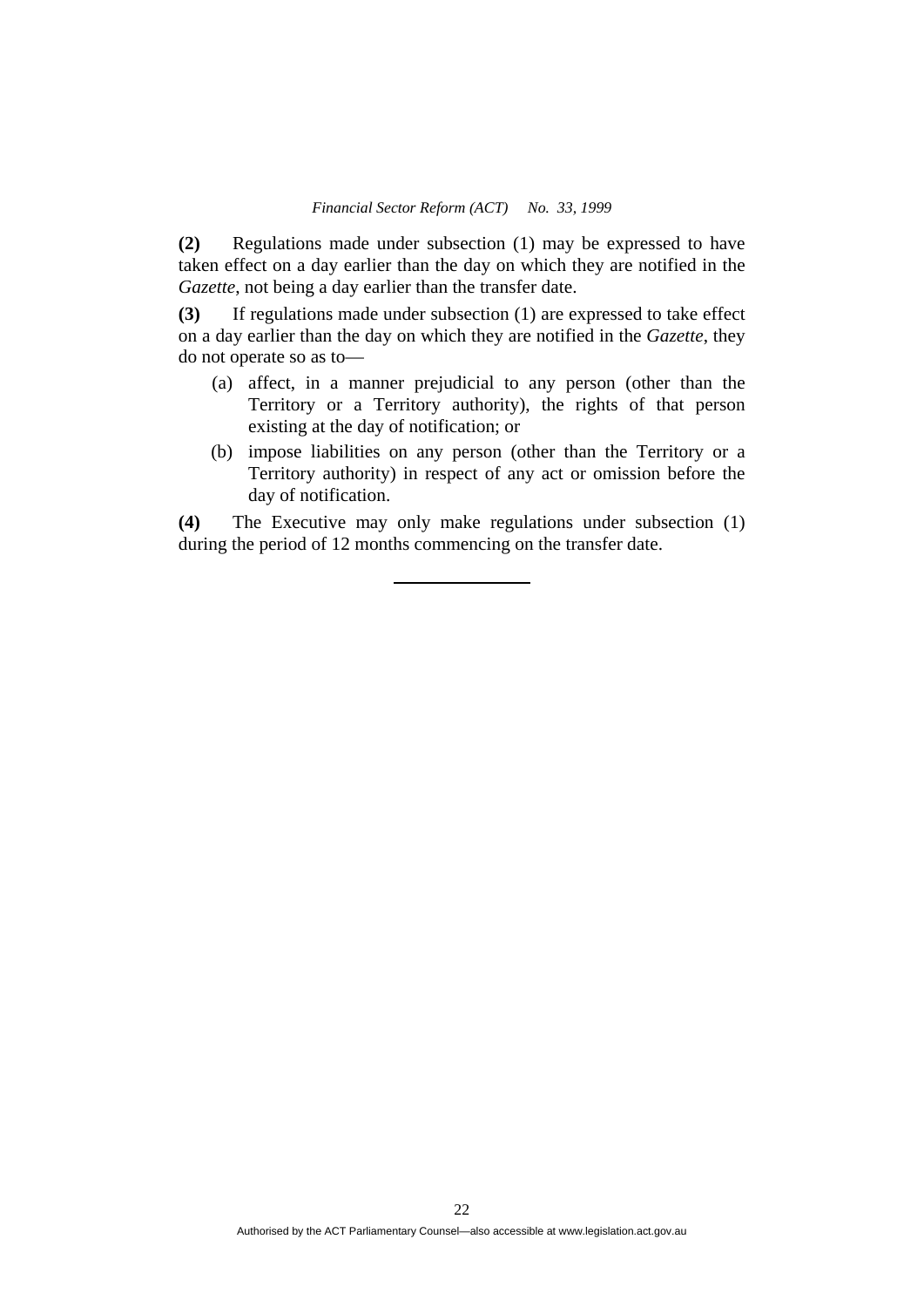**(2)** Regulations made under subsection (1) may be expressed to have taken effect on a day earlier than the day on which they are notified in the *Gazette*, not being a day earlier than the transfer date.

**(3)** If regulations made under subsection (1) are expressed to take effect on a day earlier than the day on which they are notified in the *Gazette*, they do not operate so as to—

(a) affect, in a manner prejudicial to any person (other than the Territory or a Territory authority), the rights of that person existing at the day of notification; or

(b) impose liabilities on any person (other than the Territory or a Territory authority) in respect of any act or omission before the day of notification.

**(4)** The Executive may only make regulations under subsection (1) during the period of 12 months commencing on the transfer date.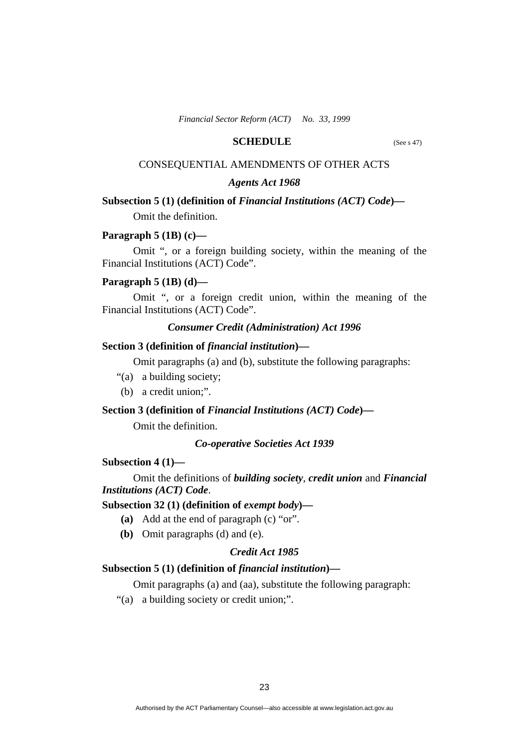## SCHEDULE

(See s 47)

### CONSEQUENTIAL AMENDMENTS OF OTHER ACTS

### *Agents Act 1968*

**Subsection 5 (1) (definition of *Financial Institutions (ACT) Code*)—**

Omit the definition.

**Paragraph 5 (1B) (c)—**

Omit ", or a foreign building society, within the meaning of the Financial Institutions (ACT) Code".

**Paragraph 5 (1B) (d)—**

Omit ", or a foreign credit union, within the meaning of the Financial Institutions (ACT) Code".

### *Consumer Credit (Administration) Act 1996*

**Section 3 (definition of *financial institution*)—**

Omit paragraphs (a) and (b), substitute the following paragraphs:

"(a) a building society;

(b) a credit union;".

**Section 3 (definition of *Financial Institutions (ACT) Code*)—**

Omit the definition.

### *Co-operative Societies Act 1939*

**Subsection 4 (1)—**

Omit the definitions of ***building society***, ***credit union*** and ***Financial Institutions (ACT) Code***.

**Subsection 32 (1) (definition of *exempt body*)—**

**(a)** Add at the end of paragraph (c) "or".

**(b)** Omit paragraphs (d) and (e).

### *Credit Act 1985*

**Subsection 5 (1) (definition of *financial institution*)—**

Omit paragraphs (a) and (aa), substitute the following paragraph:

"(a) a building society or credit union;".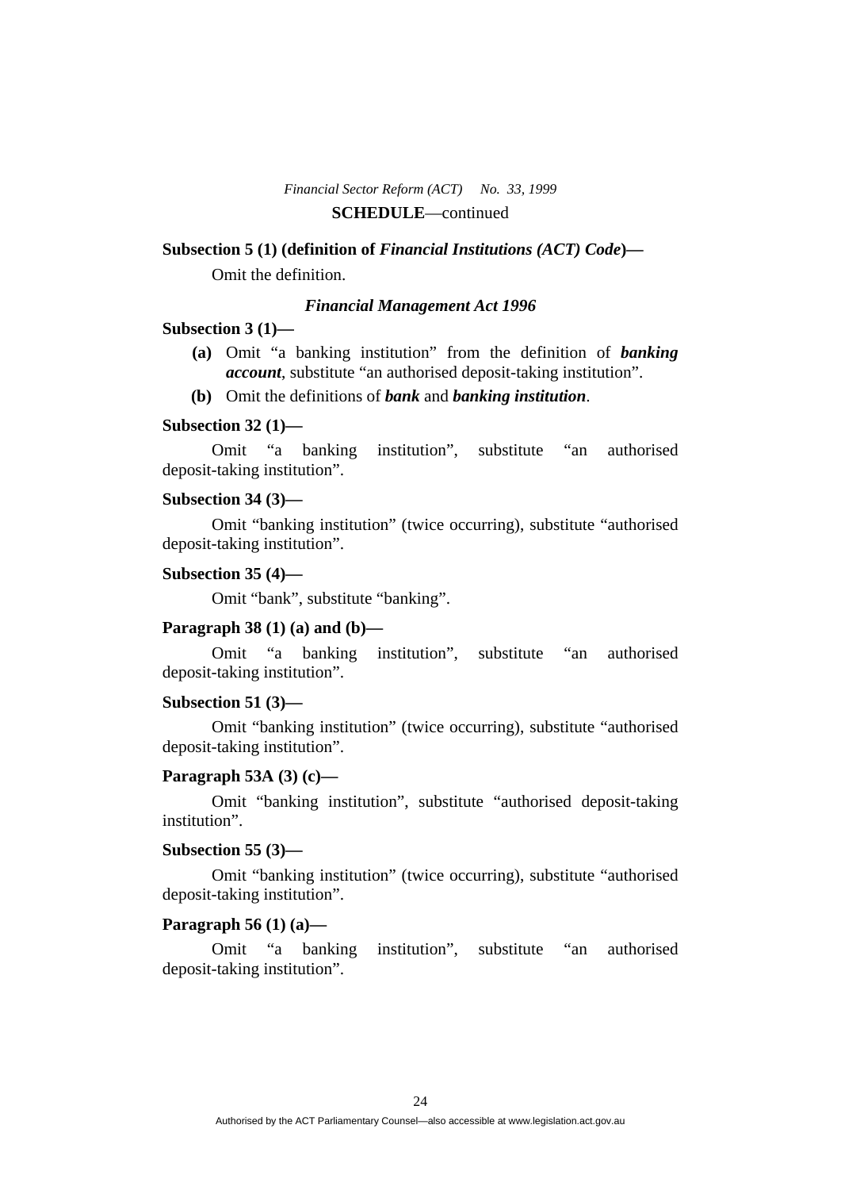**SCHEDULE**—continued

**Subsection 5 (1) (definition of *Financial Institutions (ACT) Code*)—**

Omit the definition.

***Financial Management Act 1996***

**Subsection 3 (1)—**

**(a)** Omit "a banking institution" from the definition of ***banking account***, substitute "an authorised deposit-taking institution".

**(b)** Omit the definitions of ***bank*** and ***banking institution***.

**Subsection 32 (1)—**

Omit "a banking institution", substitute "an authorised deposit-taking institution".

**Subsection 34 (3)—**

Omit "banking institution" (twice occurring), substitute "authorised deposit-taking institution".

**Subsection 35 (4)—**

Omit "bank", substitute "banking".

**Paragraph 38 (1) (a) and (b)—**

Omit "a banking institution", substitute "an authorised deposit-taking institution".

**Subsection 51 (3)—**

Omit "banking institution" (twice occurring), substitute "authorised deposit-taking institution".

**Paragraph 53A (3) (c)—**

Omit "banking institution", substitute "authorised deposit-taking institution".

**Subsection 55 (3)—**

Omit "banking institution" (twice occurring), substitute "authorised deposit-taking institution".

**Paragraph 56 (1) (a)—**

Omit "a banking institution", substitute "an authorised deposit-taking institution".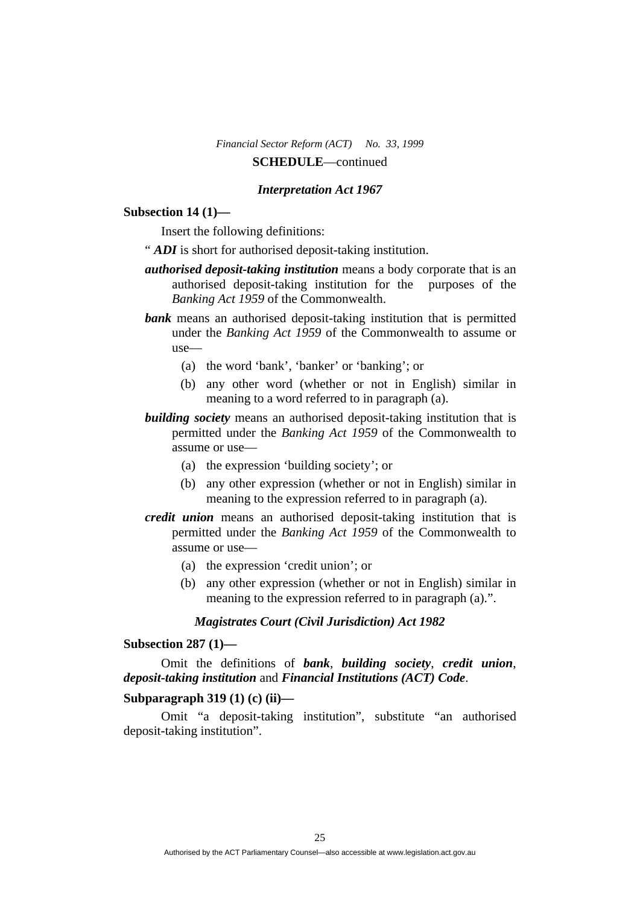**SCHEDULE**—continued

***Interpretation Act 1967***

**Subsection 14 (1)—**

Insert the following definitions:

" ***ADI*** is short for authorised deposit-taking institution.

***authorised deposit-taking institution*** means a body corporate that is an authorised deposit-taking institution for the purposes of the *Banking Act 1959* of the Commonwealth.

***bank*** means an authorised deposit-taking institution that is permitted under the *Banking Act 1959* of the Commonwealth to assume or use—

(a) the word 'bank', 'banker' or 'banking'; or

(b) any other word (whether or not in English) similar in meaning to a word referred to in paragraph (a).

***building society*** means an authorised deposit-taking institution that is permitted under the *Banking Act 1959* of the Commonwealth to assume or use—

(a) the expression 'building society'; or

(b) any other expression (whether or not in English) similar in meaning to the expression referred to in paragraph (a).

***credit union*** means an authorised deposit-taking institution that is permitted under the *Banking Act 1959* of the Commonwealth to assume or use—

(a) the expression 'credit union'; or

(b) any other expression (whether or not in English) similar in meaning to the expression referred to in paragraph (a).".

***Magistrates Court (Civil Jurisdiction) Act 1982***

**Subsection 287 (1)—**

Omit the definitions of ***bank***, ***building society***, ***credit union***, ***deposit-taking institution*** and ***Financial Institutions (ACT) Code***.

**Subparagraph 319 (1) (c) (ii)—**

Omit "a deposit-taking institution", substitute "an authorised deposit-taking institution".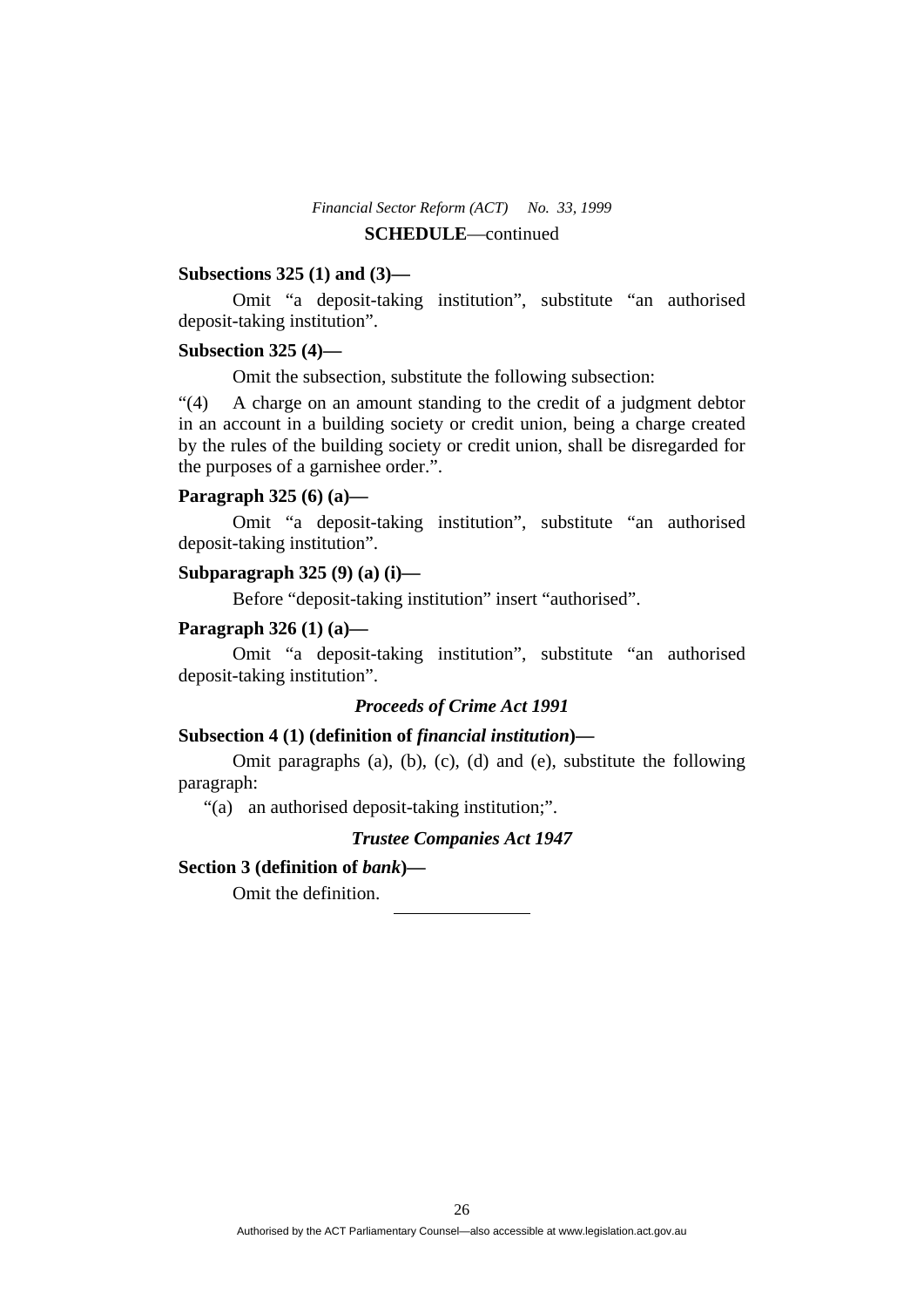**SCHEDULE**—continued

**Subsections 325 (1) and (3)—**

Omit "a deposit-taking institution", substitute "an authorised deposit-taking institution".

**Subsection 325 (4)—**

Omit the subsection, substitute the following subsection:

"(4) A charge on an amount standing to the credit of a judgment debtor in an account in a building society or credit union, being a charge created by the rules of the building society or credit union, shall be disregarded for the purposes of a garnishee order.".

**Paragraph 325 (6) (a)—**

Omit "a deposit-taking institution", substitute "an authorised deposit-taking institution".

**Subparagraph 325 (9) (a) (i)—**

Before "deposit-taking institution" insert "authorised".

**Paragraph 326 (1) (a)—**

Omit "a deposit-taking institution", substitute "an authorised deposit-taking institution".

### *Proceeds of Crime Act 1991*

**Subsection 4 (1) (definition of *financial institution*)—**

Omit paragraphs (a), (b), (c), (d) and (e), substitute the following paragraph:

"(a) an authorised deposit-taking institution;".

### *Trustee Companies Act 1947*

**Section 3 (definition of *bank*)—**

Omit the definition.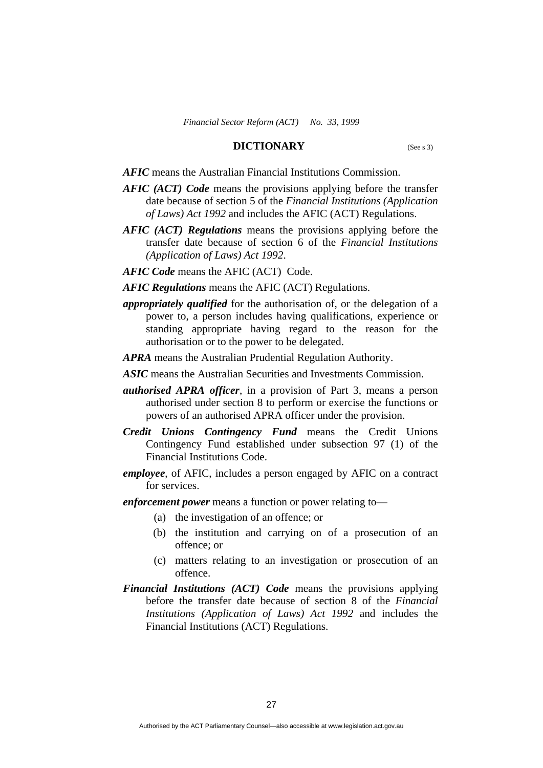## DICTIONARY

(See s 3)

***AFIC*** means the Australian Financial Institutions Commission.

***AFIC (ACT) Code*** means the provisions applying before the transfer date because of section 5 of the *Financial Institutions (Application of Laws) Act 1992* and includes the AFIC (ACT) Regulations.

***AFIC (ACT) Regulations*** means the provisions applying before the transfer date because of section 6 of the *Financial Institutions (Application of Laws) Act 1992*.

***AFIC Code*** means the AFIC (ACT) Code.

***AFIC Regulations*** means the AFIC (ACT) Regulations.

***appropriately qualified*** for the authorisation of, or the delegation of a power to, a person includes having qualifications, experience or standing appropriate having regard to the reason for the authorisation or to the power to be delegated.

***APRA*** means the Australian Prudential Regulation Authority.

***ASIC*** means the Australian Securities and Investments Commission.

***authorised APRA officer***, in a provision of Part 3, means a person authorised under section 8 to perform or exercise the functions or powers of an authorised APRA officer under the provision.

***Credit Unions Contingency Fund*** means the Credit Unions Contingency Fund established under subsection 97 (1) of the Financial Institutions Code.

***employee***, of AFIC, includes a person engaged by AFIC on a contract for services.

***enforcement power*** means a function or power relating to—

- (a) the investigation of an offence; or
- (b) the institution and carrying on of a prosecution of an offence; or
- (c) matters relating to an investigation or prosecution of an offence.

***Financial Institutions (ACT) Code*** means the provisions applying before the transfer date because of section 8 of the *Financial Institutions (Application of Laws) Act 1992* and includes the Financial Institutions (ACT) Regulations.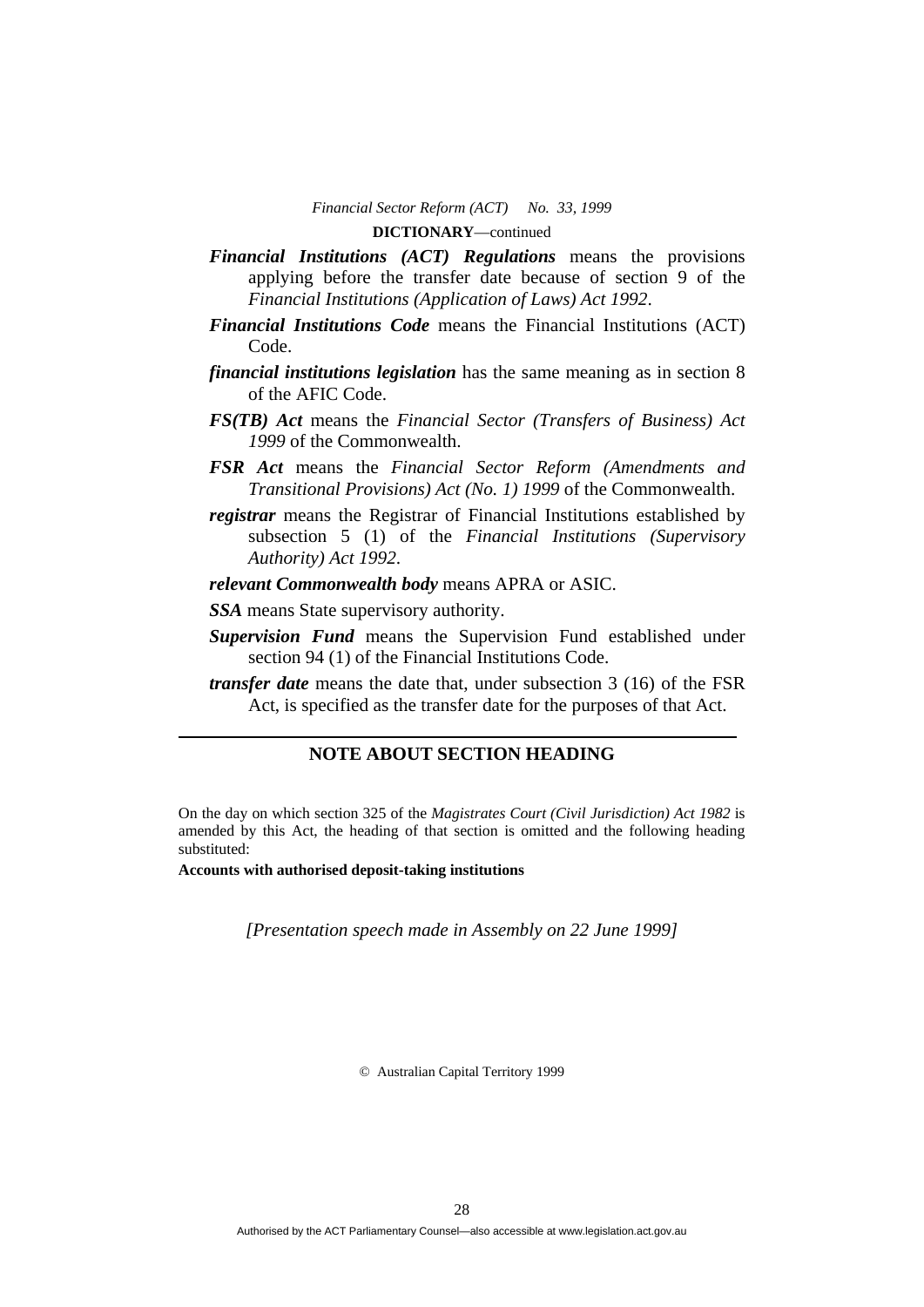**DICTIONARY**—continued

***Financial Institutions (ACT) Regulations*** means the provisions applying before the transfer date because of section 9 of the *Financial Institutions (Application of Laws) Act 1992*.

***Financial Institutions Code*** means the Financial Institutions (ACT) Code.

***financial institutions legislation*** has the same meaning as in section 8 of the AFIC Code.

***FS(TB) Act*** means the *Financial Sector (Transfers of Business) Act 1999* of the Commonwealth.

***FSR Act*** means the *Financial Sector Reform (Amendments and Transitional Provisions) Act (No. 1) 1999* of the Commonwealth.

***registrar*** means the Registrar of Financial Institutions established by subsection 5 (1) of the *Financial Institutions (Supervisory Authority) Act 1992*.

***relevant Commonwealth body*** means APRA or ASIC.

***SSA*** means State supervisory authority.

***Supervision Fund*** means the Supervision Fund established under section 94 (1) of the Financial Institutions Code.

***transfer date*** means the date that, under subsection 3 (16) of the FSR Act, is specified as the transfer date for the purposes of that Act.

---

## NOTE ABOUT SECTION HEADING

On the day on which section 325 of the *Magistrates Court (Civil Jurisdiction) Act 1982* is amended by this Act, the heading of that section is omitted and the following heading substituted:

**Accounts with authorised deposit-taking institutions**

*[Presentation speech made in Assembly on 22 June 1999]*

© Australian Capital Territory 1999